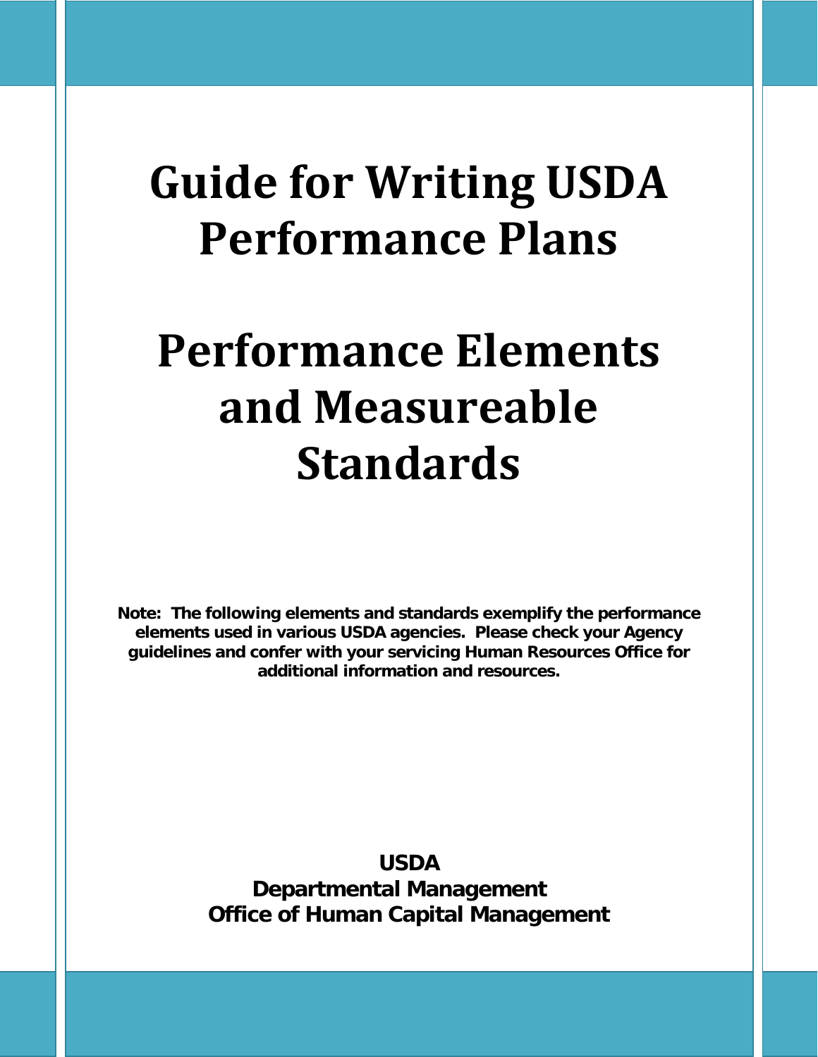# Guide for Writing USDA Performance Plans

# Performance Elements and Measureable Standards

**Note: The following elements and standards exemplify the performance elements used in various USDA agencies. Please check your Agency guidelines and confer with your servicing Human Resources Office for additional information and resources.**

**USDA**
**Departmental Management**
**Office of Human Capital Management**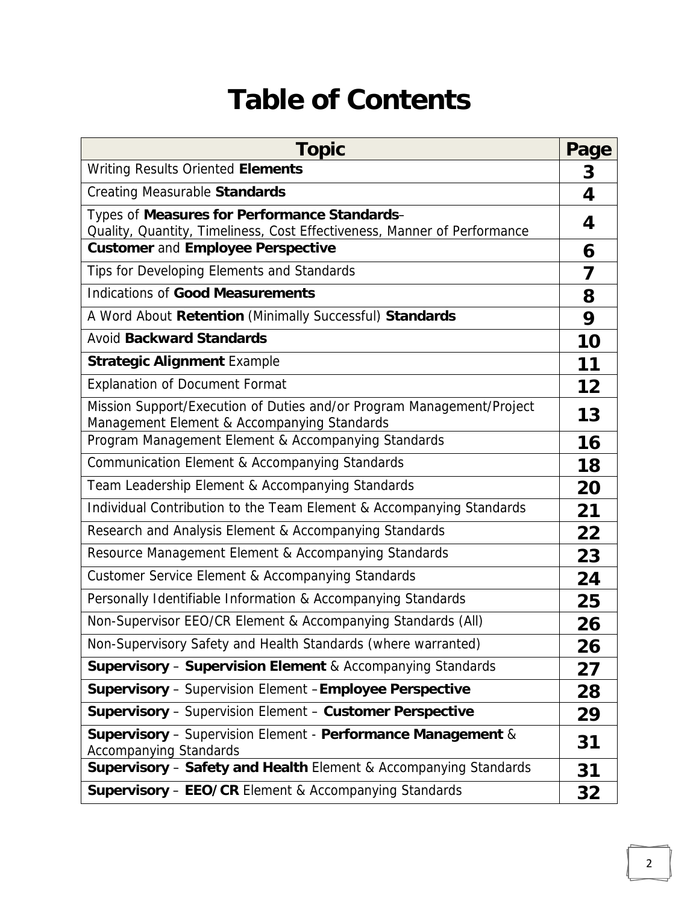# Table of Contents

| Topic | Page |
|---|---|
| Writing Results Oriented **Elements** | 3 |
| Creating Measurable **Standards** | 4 |
| Types of **Measures for Performance Standards**– Quality, Quantity, Timeliness, Cost Effectiveness, Manner of Performance | 4 |
| **Customer** and **Employee Perspective** | 6 |
| Tips for Developing Elements and Standards | 7 |
| Indications of **Good Measurements** | 8 |
| A Word About **Retention** (Minimally Successful) **Standards** | 9 |
| Avoid **Backward Standards** | 10 |
| **Strategic Alignment** Example | 11 |
| Explanation of Document Format | 12 |
| Mission Support/Execution of Duties and/or Program Management/Project Management Element & Accompanying Standards | 13 |
| Program Management Element & Accompanying Standards | 16 |
| Communication Element & Accompanying Standards | 18 |
| Team Leadership Element & Accompanying Standards | 20 |
| Individual Contribution to the Team Element & Accompanying Standards | 21 |
| Research and Analysis Element & Accompanying Standards | 22 |
| Resource Management Element & Accompanying Standards | 23 |
| Customer Service Element & Accompanying Standards | 24 |
| Personally Identifiable Information & Accompanying Standards | 25 |
| Non-Supervisor EEO/CR Element & Accompanying Standards (All) | 26 |
| Non-Supervisory Safety and Health Standards (where warranted) | 26 |
| **Supervisory** – **Supervision Element** & Accompanying Standards | 27 |
| **Supervisory** – Supervision Element –**Employee Perspective** | 28 |
| **Supervisory** – Supervision Element – **Customer Perspective** | 29 |
| **Supervisory** – Supervision Element - **Performance Management** & Accompanying Standards | 31 |
| **Supervisory** – **Safety and Health** Element & Accompanying Standards | 31 |
| **Supervisory** – **EEO/CR** Element & Accompanying Standards | 32 |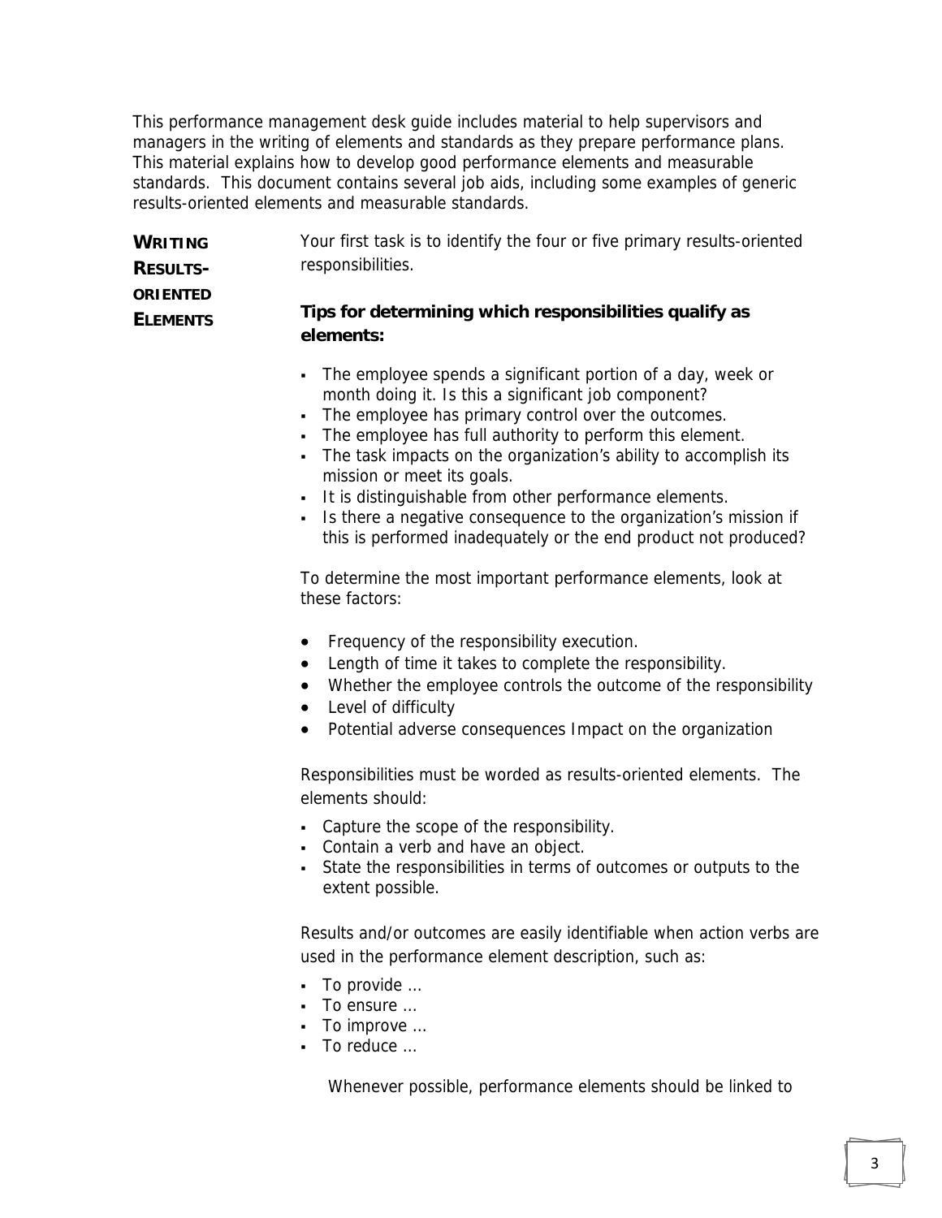This performance management desk guide includes material to help supervisors and managers in the writing of elements and standards as they prepare performance plans. This material explains how to develop good performance elements and measurable standards. This document contains several job aids, including some examples of generic results-oriented elements and measurable standards.

## Writing Results-Oriented Elements

Your first task is to identify the four or five primary results-oriented responsibilities.

**Tips for determining which responsibilities qualify as elements:**

- The employee spends a significant portion of a day, week or month doing it. Is this a significant job component?
- The employee has primary control over the outcomes.
- The employee has full authority to perform this element.
- The task impacts on the organization's ability to accomplish its mission or meet its goals.
- It is distinguishable from other performance elements.
- Is there a negative consequence to the organization's mission if this is performed inadequately or the end product not produced?

To determine the most important performance elements, look at these factors:

- Frequency of the responsibility execution.
- Length of time it takes to complete the responsibility.
- Whether the employee controls the outcome of the responsibility
- Level of difficulty
- Potential adverse consequences Impact on the organization

Responsibilities must be worded as results-oriented elements. The elements should:

- Capture the scope of the responsibility.
- Contain a verb and have an object.
- State the responsibilities in terms of outcomes or outputs to the extent possible.

Results and/or outcomes are easily identifiable when action verbs are used in the performance element description, such as:

- To provide …
- To ensure …
- To improve …
- To reduce …

Whenever possible, performance elements should be linked to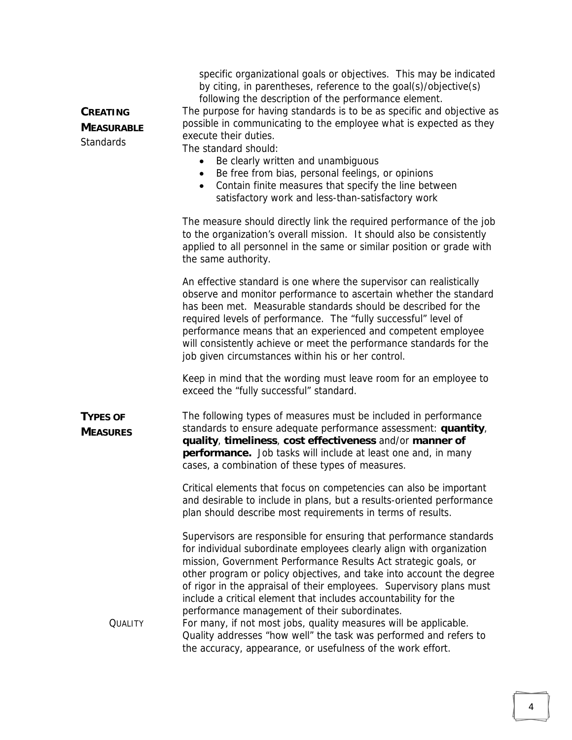specific organizational goals or objectives. This may be indicated by citing, in parentheses, reference to the goal(s)/objective(s) following the description of the performance element.

## Creating Measurable Standards

The purpose for having standards is to be as specific and objective as possible in communicating to the employee what is expected as they execute their duties.

The standard should:

- Be clearly written and unambiguous
- Be free from bias, personal feelings, or opinions
- Contain finite measures that specify the line between satisfactory work and less-than-satisfactory work

The measure should directly link the required performance of the job to the organization's overall mission. It should also be consistently applied to all personnel in the same or similar position or grade with the same authority.

An effective standard is one where the supervisor can realistically observe and monitor performance to ascertain whether the standard has been met. Measurable standards should be described for the required levels of performance. The "fully successful" level of performance means that an experienced and competent employee will consistently achieve or meet the performance standards for the job given circumstances within his or her control.

Keep in mind that the wording must leave room for an employee to exceed the "fully successful" standard.

## Types of Measures

The following types of measures must be included in performance standards to ensure adequate performance assessment: **quantity**, **quality**, **timeliness**, **cost effectiveness** and/or **manner of performance.** Job tasks will include at least one and, in many cases, a combination of these types of measures.

Critical elements that focus on competencies can also be important and desirable to include in plans, but a results-oriented performance plan should describe most requirements in terms of results.

Supervisors are responsible for ensuring that performance standards for individual subordinate employees clearly align with organization mission, Government Performance Results Act strategic goals, or other program or policy objectives, and take into account the degree of rigor in the appraisal of their employees. Supervisory plans must include a critical element that includes accountability for the performance management of their subordinates.

### Quality

For many, if not most jobs, quality measures will be applicable. Quality addresses "how well" the task was performed and refers to the accuracy, appearance, or usefulness of the work effort.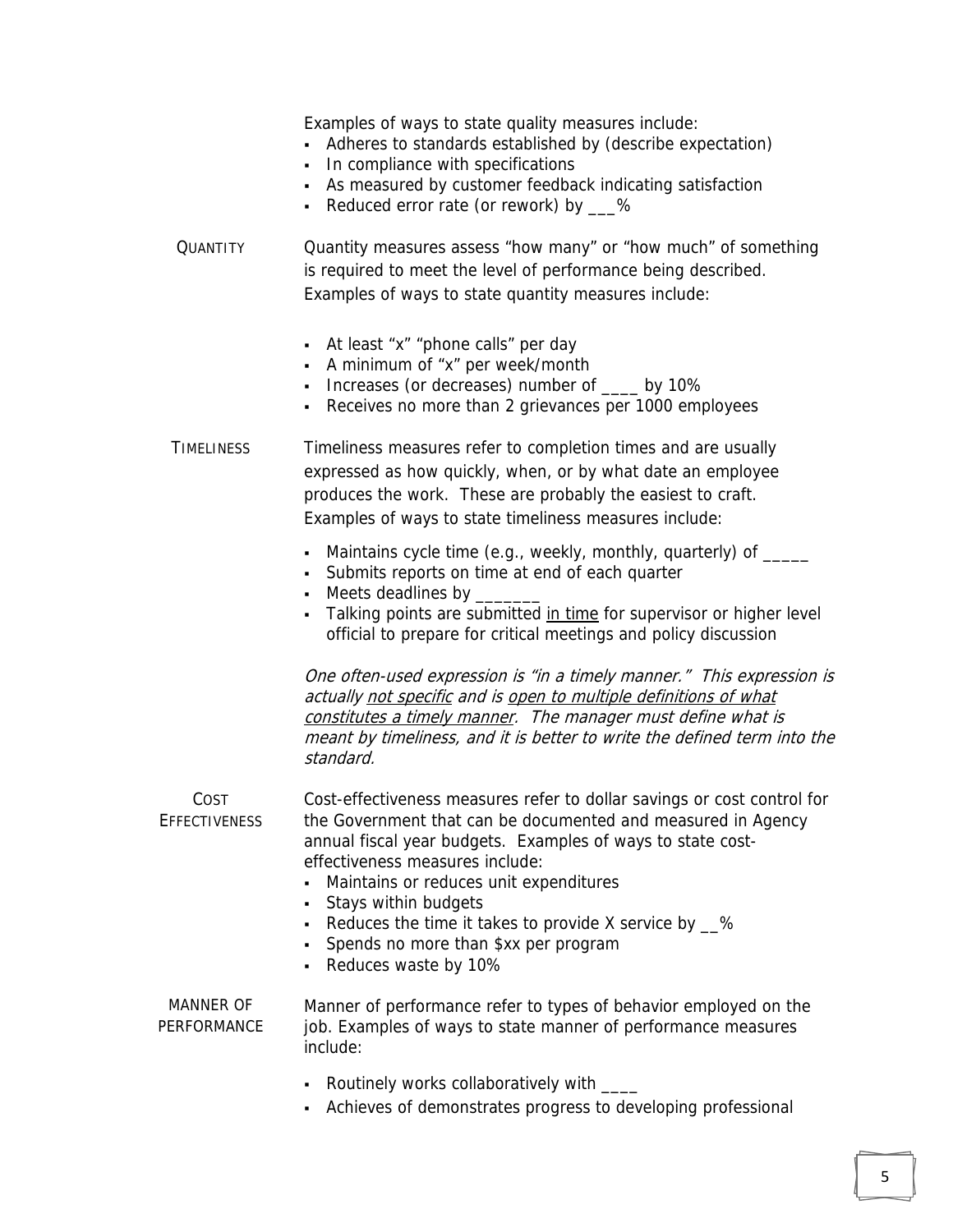Examples of ways to state quality measures include:

- Adheres to standards established by (describe expectation)
- In compliance with specifications
- As measured by customer feedback indicating satisfaction
- Reduced error rate (or rework) by ___%

**QUANTITY**

Quantity measures assess "how many" or "how much" of something is required to meet the level of performance being described. Examples of ways to state quantity measures include:

- At least "x" "phone calls" per day
- A minimum of "x" per week/month
- Increases (or decreases) number of ____ by 10%
- Receives no more than 2 grievances per 1000 employees

**TIMELINESS**

Timeliness measures refer to completion times and are usually expressed as how quickly, when, or by what date an employee produces the work. These are probably the easiest to craft. Examples of ways to state timeliness measures include:

- Maintains cycle time (e.g., weekly, monthly, quarterly) of _____
- Submits reports on time at end of each quarter
- Meets deadlines by _______
- Talking points are submitted <u>in time</u> for supervisor or higher level official to prepare for critical meetings and policy discussion

*One often-used expression is "in a timely manner." This expression is actually <u>not specific</u> and is <u>open to multiple definitions of what constitutes a timely manner</u>. The manager must define what is meant by timeliness, and it is better to write the defined term into the standard.*

**COST EFFECTIVENESS**

Cost-effectiveness measures refer to dollar savings or cost control for the Government that can be documented and measured in Agency annual fiscal year budgets. Examples of ways to state cost-effectiveness measures include:

- Maintains or reduces unit expenditures
- Stays within budgets
- Reduces the time it takes to provide X service by __%
- Spends no more than $xx per program
- Reduces waste by 10%

**MANNER OF PERFORMANCE**

Manner of performance refer to types of behavior employed on the job. Examples of ways to state manner of performance measures include:

- Routinely works collaboratively with ____
- Achieves of demonstrates progress to developing professional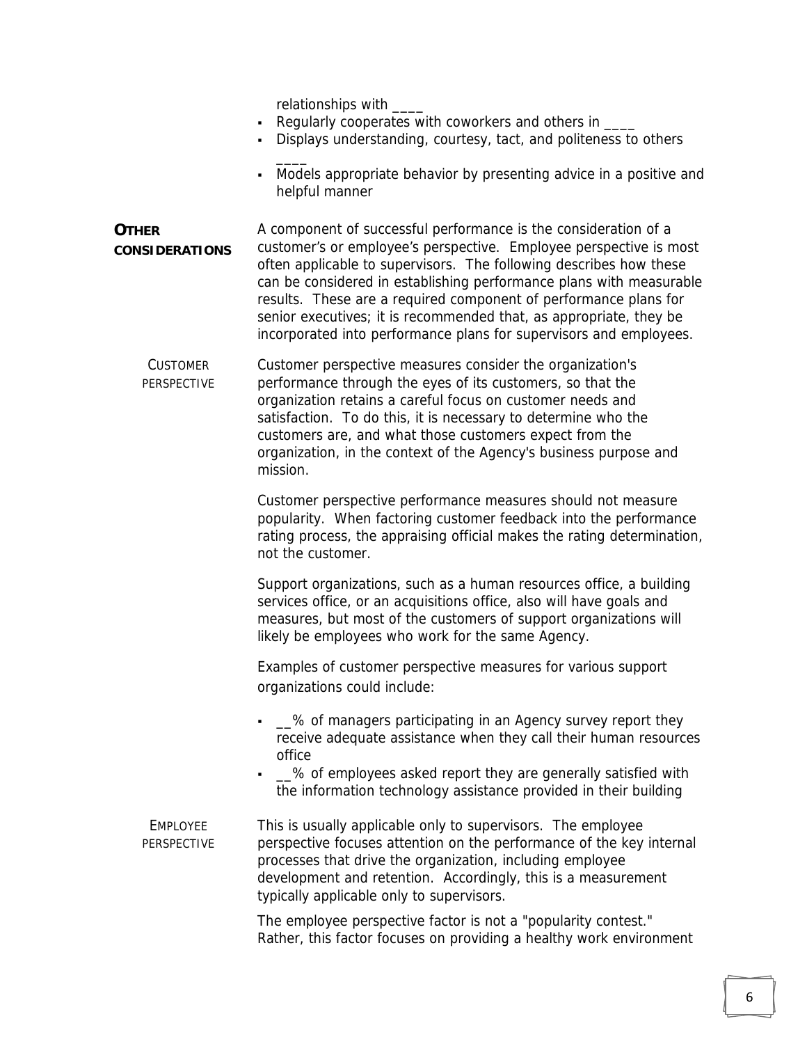relationships with ____

- Regularly cooperates with coworkers and others in ____
- Displays understanding, courtesy, tact, and politeness to others ____
- Models appropriate behavior by presenting advice in a positive and helpful manner

## OTHER CONSIDERATIONS

A component of successful performance is the consideration of a customer's or employee's perspective. Employee perspective is most often applicable to supervisors. The following describes how these can be considered in establishing performance plans with measurable results. These are a required component of performance plans for senior executives; it is recommended that, as appropriate, they be incorporated into performance plans for supervisors and employees.

### CUSTOMER PERSPECTIVE

Customer perspective measures consider the organization's performance through the eyes of its customers, so that the organization retains a careful focus on customer needs and satisfaction. To do this, it is necessary to determine who the customers are, and what those customers expect from the organization, in the context of the Agency's business purpose and mission.

Customer perspective performance measures should not measure popularity. When factoring customer feedback into the performance rating process, the appraising official makes the rating determination, not the customer.

Support organizations, such as a human resources office, a building services office, or an acquisitions office, also will have goals and measures, but most of the customers of support organizations will likely be employees who work for the same Agency.

Examples of customer perspective measures for various support organizations could include:

- __% of managers participating in an Agency survey report they receive adequate assistance when they call their human resources office
- __% of employees asked report they are generally satisfied with the information technology assistance provided in their building

### EMPLOYEE PERSPECTIVE

This is usually applicable only to supervisors. The employee perspective focuses attention on the performance of the key internal processes that drive the organization, including employee development and retention. Accordingly, this is a measurement typically applicable only to supervisors.

The employee perspective factor is not a "popularity contest." Rather, this factor focuses on providing a healthy work environment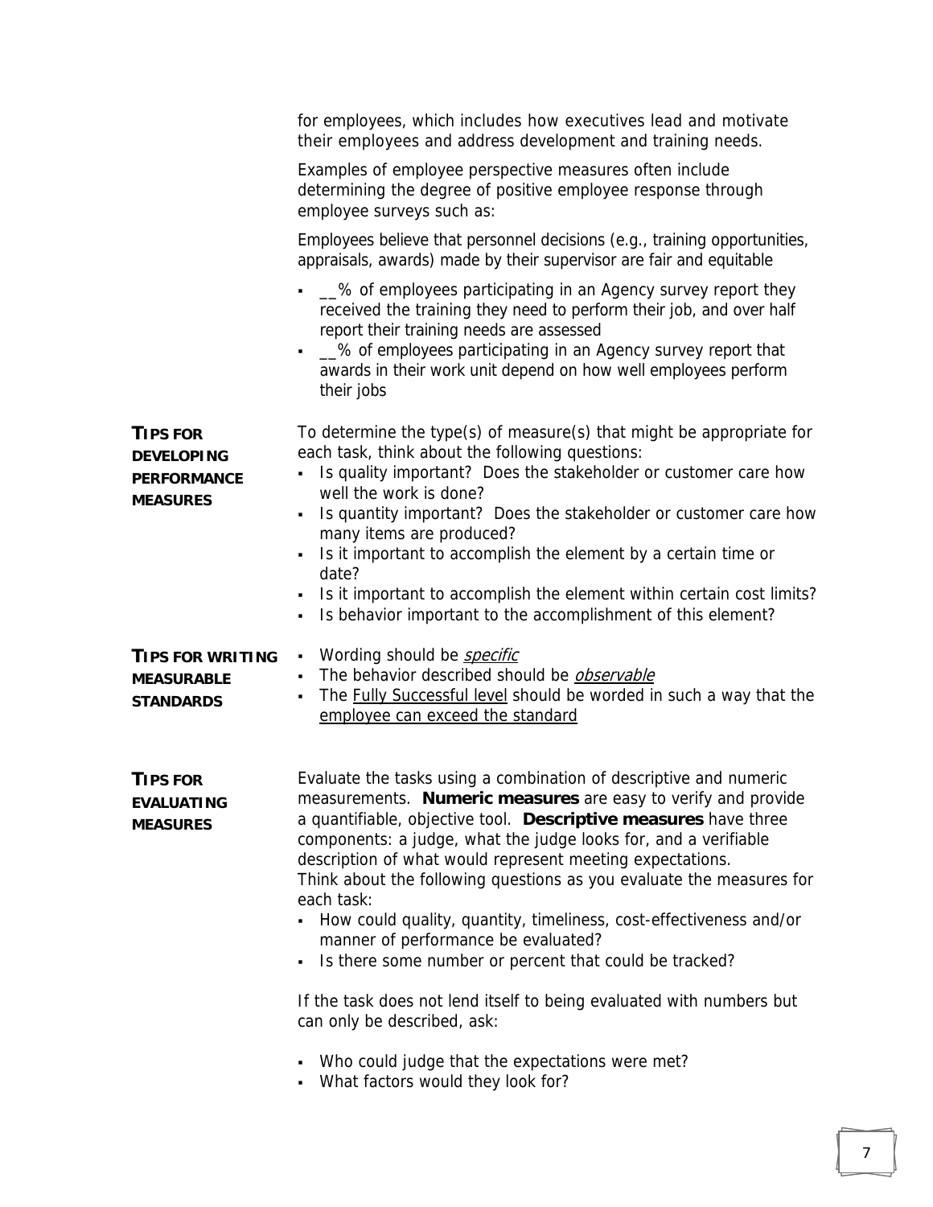for employees, which includes how executives lead and motivate their employees and address development and training needs.

Examples of employee perspective measures often include determining the degree of positive employee response through employee surveys such as:

Employees believe that personnel decisions (e.g., training opportunities, appraisals, awards) made by their supervisor are fair and equitable

- __% of employees participating in an Agency survey report they received the training they need to perform their job, and over half report their training needs are assessed
- __% of employees participating in an Agency survey report that awards in their work unit depend on how well employees perform their jobs

**TIPS FOR DEVELOPING PERFORMANCE MEASURES**

To determine the type(s) of measure(s) that might be appropriate for each task, think about the following questions:

- Is quality important? Does the stakeholder or customer care how well the work is done?
- Is quantity important? Does the stakeholder or customer care how many items are produced?
- Is it important to accomplish the element by a certain time or date?
- Is it important to accomplish the element within certain cost limits?
- Is behavior important to the accomplishment of this element?

**TIPS FOR WRITING MEASURABLE STANDARDS**

- Wording should be *specific*
- The behavior described should be *observable*
- The Fully Successful level should be worded in such a way that the employee can exceed the standard

**TIPS FOR EVALUATING MEASURES**

Evaluate the tasks using a combination of descriptive and numeric measurements. **Numeric measures** are easy to verify and provide a quantifiable, objective tool. **Descriptive measures** have three components: a judge, what the judge looks for, and a verifiable description of what would represent meeting expectations.
Think about the following questions as you evaluate the measures for each task:

- How could quality, quantity, timeliness, cost-effectiveness and/or manner of performance be evaluated?
- Is there some number or percent that could be tracked?

If the task does not lend itself to being evaluated with numbers but can only be described, ask:

- Who could judge that the expectations were met?
- What factors would they look for?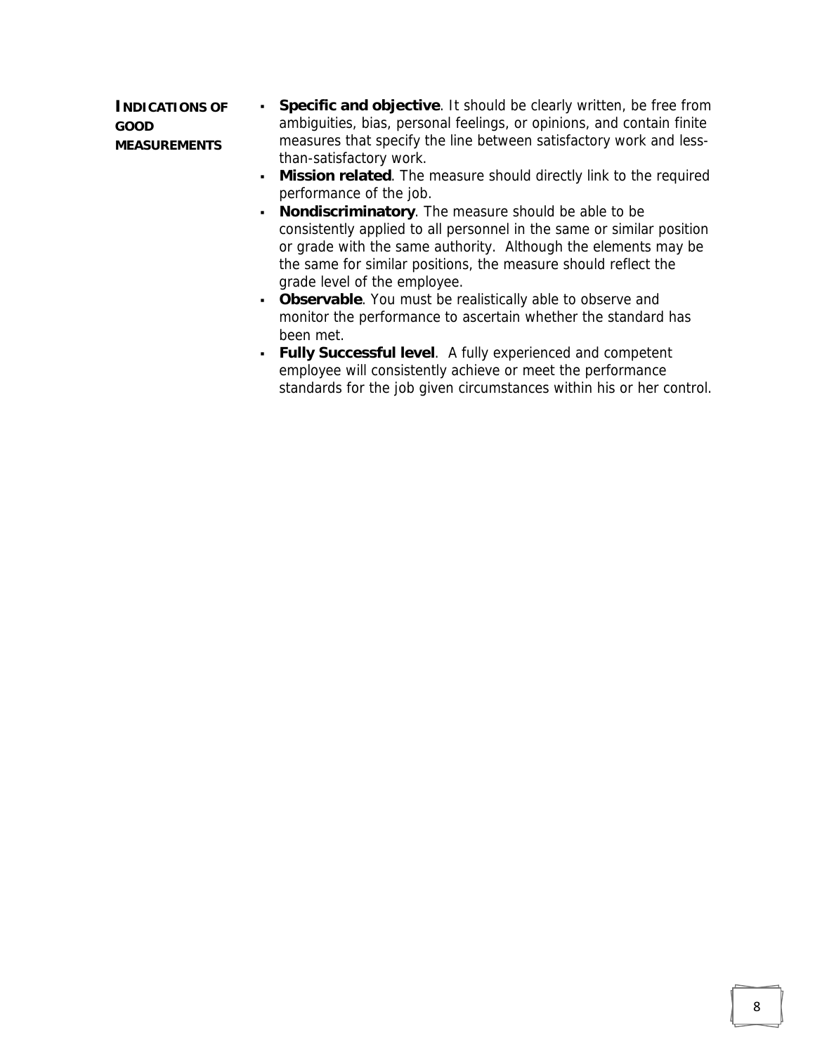**INDICATIONS OF GOOD MEASUREMENTS**

- **Specific and objective**. It should be clearly written, be free from ambiguities, bias, personal feelings, or opinions, and contain finite measures that specify the line between satisfactory work and less-than-satisfactory work.
- **Mission related**. The measure should directly link to the required performance of the job.
- **Nondiscriminatory**. The measure should be able to be consistently applied to all personnel in the same or similar position or grade with the same authority. Although the elements may be the same for similar positions, the measure should reflect the grade level of the employee.
- **Observable**. You must be realistically able to observe and monitor the performance to ascertain whether the standard has been met.
- **Fully Successful level**. A fully experienced and competent employee will consistently achieve or meet the performance standards for the job given circumstances within his or her control.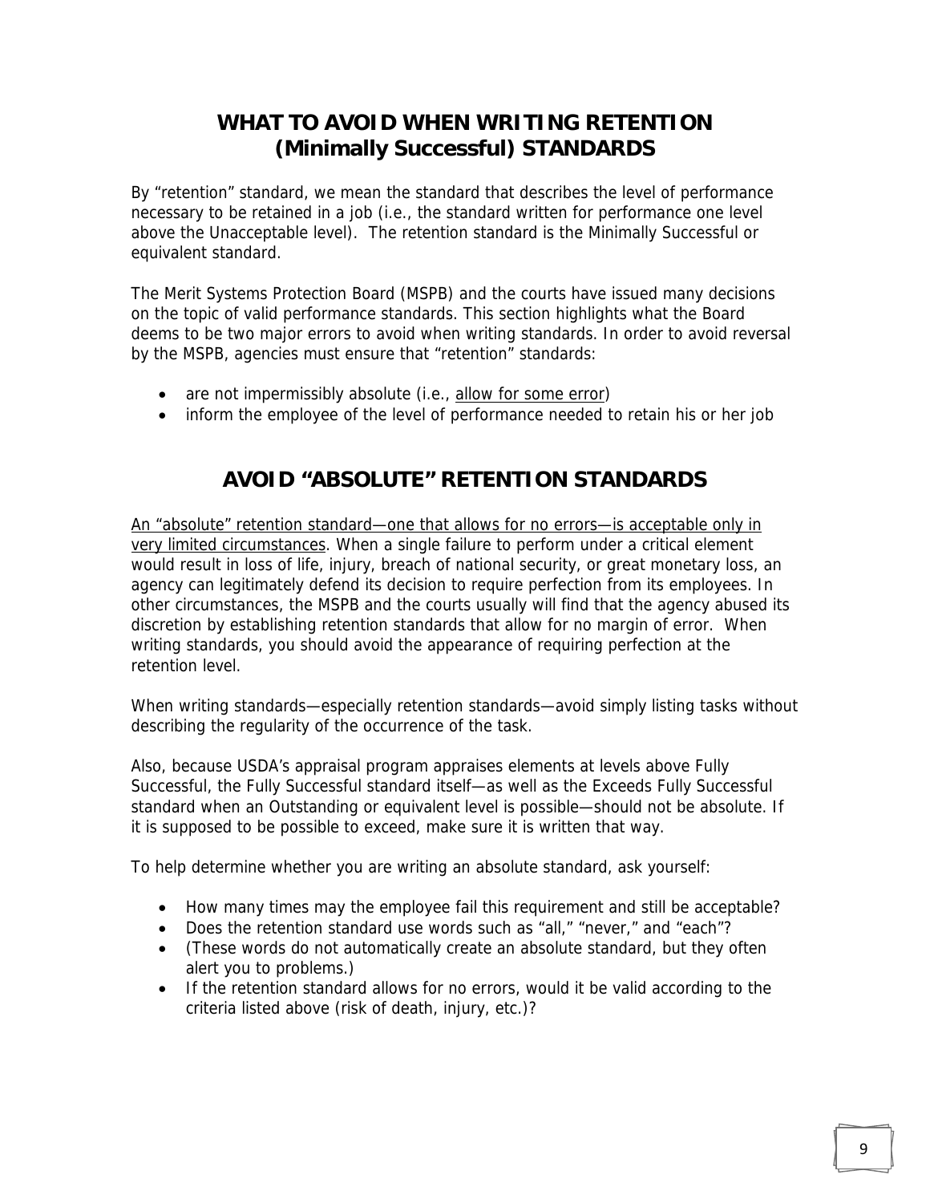## WHAT TO AVOID WHEN WRITING RETENTION (Minimally Successful) STANDARDS

By "retention" standard, we mean the standard that describes the level of performance necessary to be retained in a job (i.e., the standard written for performance one level above the Unacceptable level). The retention standard is the Minimally Successful or equivalent standard.

The Merit Systems Protection Board (MSPB) and the courts have issued many decisions on the topic of valid performance standards. This section highlights what the Board deems to be two major errors to avoid when writing standards. In order to avoid reversal by the MSPB, agencies must ensure that "retention" standards:

- are not impermissibly absolute (i.e., <u>allow for some error</u>)
- inform the employee of the level of performance needed to retain his or her job

## AVOID "ABSOLUTE" RETENTION STANDARDS

<u>An "absolute" retention standard—one that allows for no errors—is acceptable only in very limited circumstances</u>. When a single failure to perform under a critical element would result in loss of life, injury, breach of national security, or great monetary loss, an agency can legitimately defend its decision to require perfection from its employees. In other circumstances, the MSPB and the courts usually will find that the agency abused its discretion by establishing retention standards that allow for no margin of error. When writing standards, you should avoid the appearance of requiring perfection at the retention level.

When writing standards—especially retention standards—avoid simply listing tasks without describing the regularity of the occurrence of the task.

Also, because USDA's appraisal program appraises elements at levels above Fully Successful, the Fully Successful standard itself—as well as the Exceeds Fully Successful standard when an Outstanding or equivalent level is possible—should not be absolute. If it is supposed to be possible to exceed, make sure it is written that way.

To help determine whether you are writing an absolute standard, ask yourself:

- How many times may the employee fail this requirement and still be acceptable?
- Does the retention standard use words such as "all," "never," and "each"?
- (These words do not automatically create an absolute standard, but they often alert you to problems.)
- If the retention standard allows for no errors, would it be valid according to the criteria listed above (risk of death, injury, etc.)?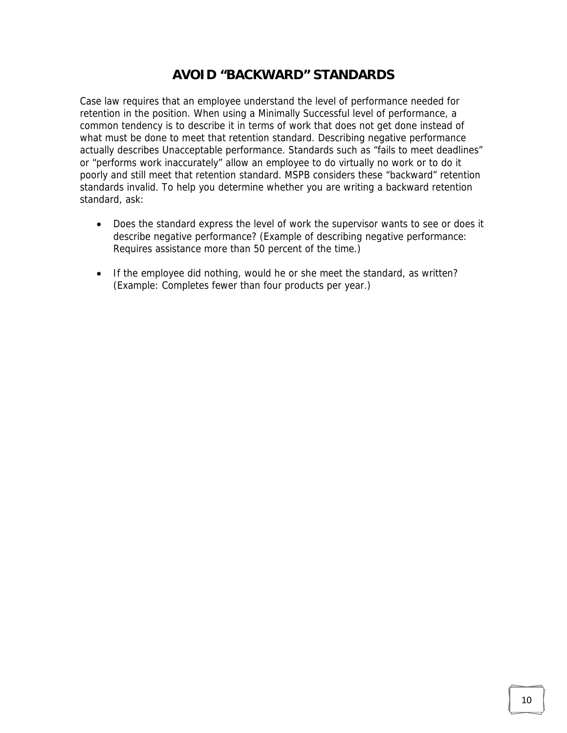# AVOID "BACKWARD" STANDARDS

Case law requires that an employee understand the level of performance needed for retention in the position. When using a Minimally Successful level of performance, a common tendency is to describe it in terms of work that does not get done instead of what must be done to meet that retention standard. Describing negative performance actually describes Unacceptable performance. Standards such as "fails to meet deadlines" or "performs work inaccurately" allow an employee to do virtually no work or to do it poorly and still meet that retention standard. MSPB considers these "backward" retention standards invalid. To help you determine whether you are writing a backward retention standard, ask:

- Does the standard express the level of work the supervisor wants to see or does it describe negative performance? (Example of describing negative performance: Requires assistance more than 50 percent of the time.)
- If the employee did nothing, would he or she meet the standard, as written? (Example: Completes fewer than four products per year.)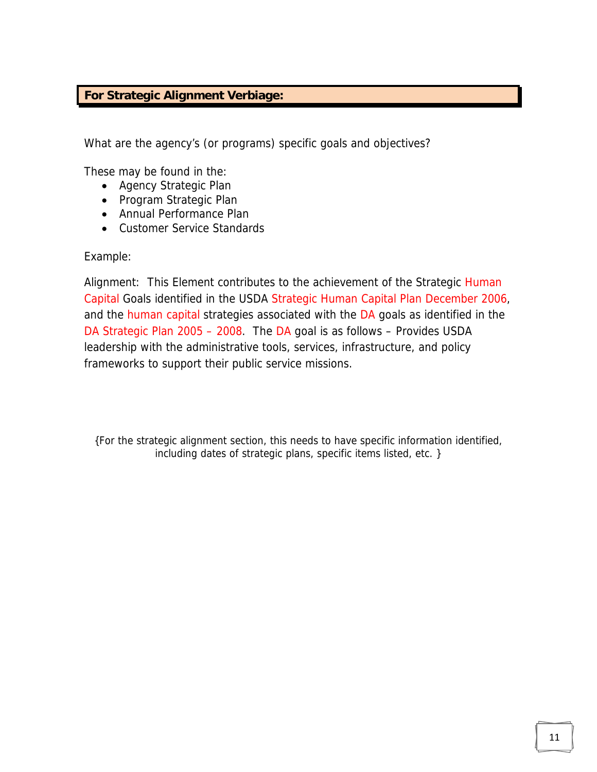**For Strategic Alignment Verbiage:**

What are the agency's (or programs) specific goals and objectives?

These may be found in the:

- Agency Strategic Plan
- Program Strategic Plan
- Annual Performance Plan
- Customer Service Standards

Example:

Alignment: This Element contributes to the achievement of the Strategic Human Capital Goals identified in the USDA Strategic Human Capital Plan December 2006, and the human capital strategies associated with the DA goals as identified in the DA Strategic Plan 2005 – 2008. The DA goal is as follows – Provides USDA leadership with the administrative tools, services, infrastructure, and policy frameworks to support their public service missions.

{For the strategic alignment section, this needs to have specific information identified, including dates of strategic plans, specific items listed, etc. }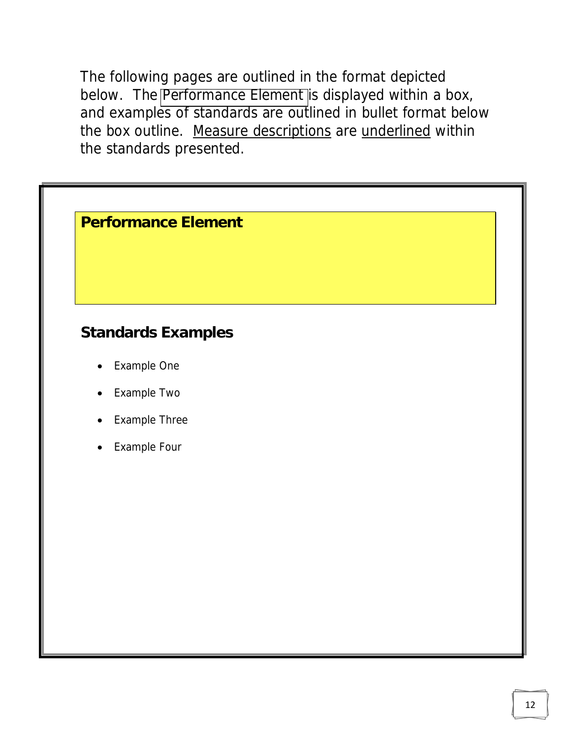The following pages are outlined in the format depicted below. The Performance Element is displayed within a box, and examples of standards are outlined in bullet format below the box outline. Measure descriptions are underlined within the standards presented.

**Performance Element**

## Standards Examples

- Example One
- Example Two
- Example Three
- Example Four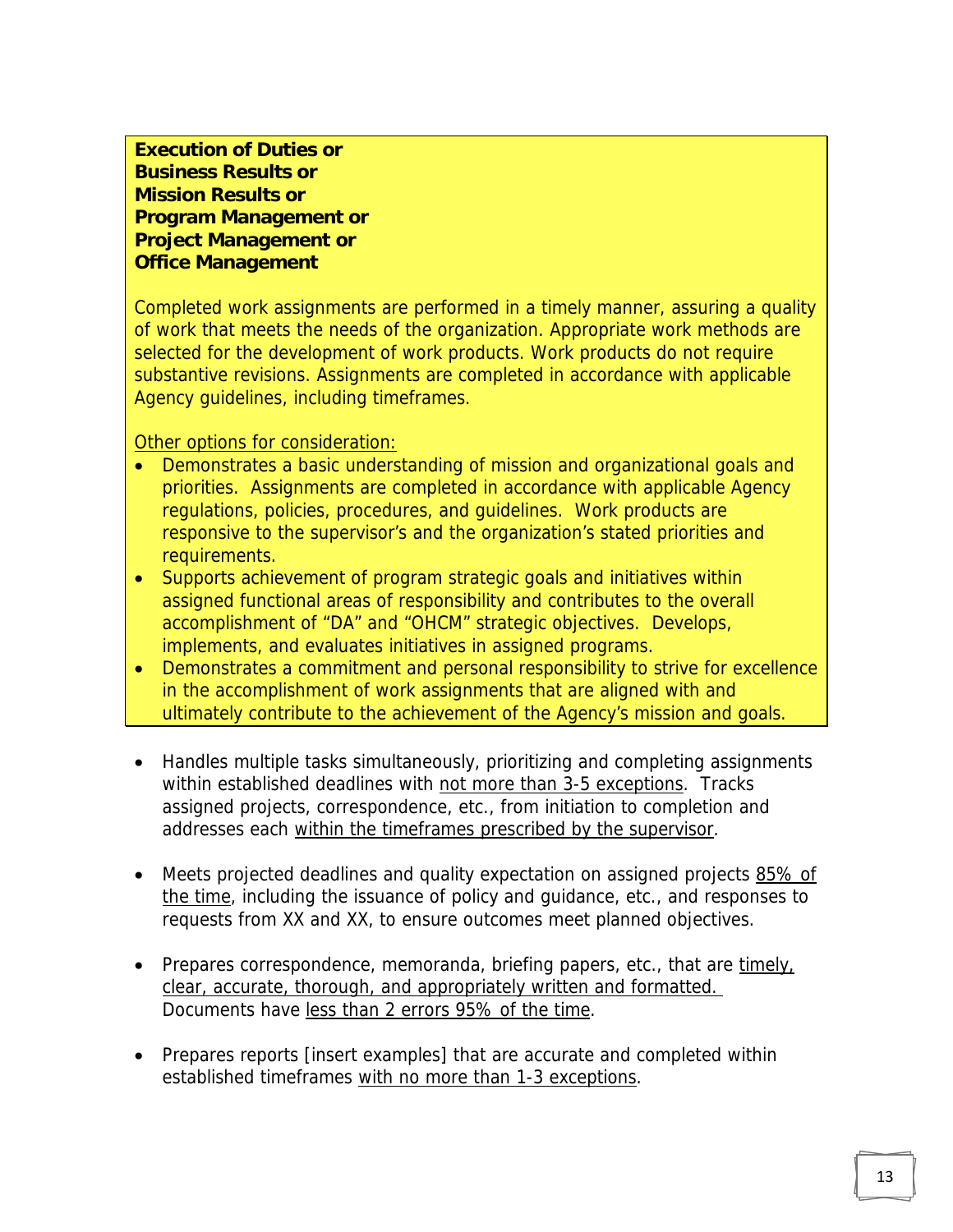**Execution of Duties or**
**Business Results or**
**Mission Results or**
**Program Management or**
**Project Management or**
**Office Management**

Completed work assignments are performed in a timely manner, assuring a quality of work that meets the needs of the organization. Appropriate work methods are selected for the development of work products. Work products do not require substantive revisions. Assignments are completed in accordance with applicable Agency guidelines, including timeframes.

<u>Other options for consideration:</u>

- Demonstrates a basic understanding of mission and organizational goals and priorities. Assignments are completed in accordance with applicable Agency regulations, policies, procedures, and guidelines. Work products are responsive to the supervisor's and the organization's stated priorities and requirements.
- Supports achievement of program strategic goals and initiatives within assigned functional areas of responsibility and contributes to the overall accomplishment of "DA" and "OHCM" strategic objectives. Develops, implements, and evaluates initiatives in assigned programs.
- Demonstrates a commitment and personal responsibility to strive for excellence in the accomplishment of work assignments that are aligned with and ultimately contribute to the achievement of the Agency's mission and goals.

- Handles multiple tasks simultaneously, prioritizing and completing assignments within established deadlines with <u>not more than 3-5 exceptions</u>. Tracks assigned projects, correspondence, etc., from initiation to completion and addresses each <u>within the timeframes prescribed by the supervisor</u>.

- Meets projected deadlines and quality expectation on assigned projects <u>85% of the time</u>, including the issuance of policy and guidance, etc., and responses to requests from XX and XX, to ensure outcomes meet planned objectives.

- Prepares correspondence, memoranda, briefing papers, etc., that are <u>timely, clear, accurate, thorough, and appropriately written and formatted.</u> Documents have <u>less than 2 errors 95% of the time</u>.

- Prepares reports [insert examples] that are accurate and completed within established timeframes <u>with no more than 1-3 exceptions</u>.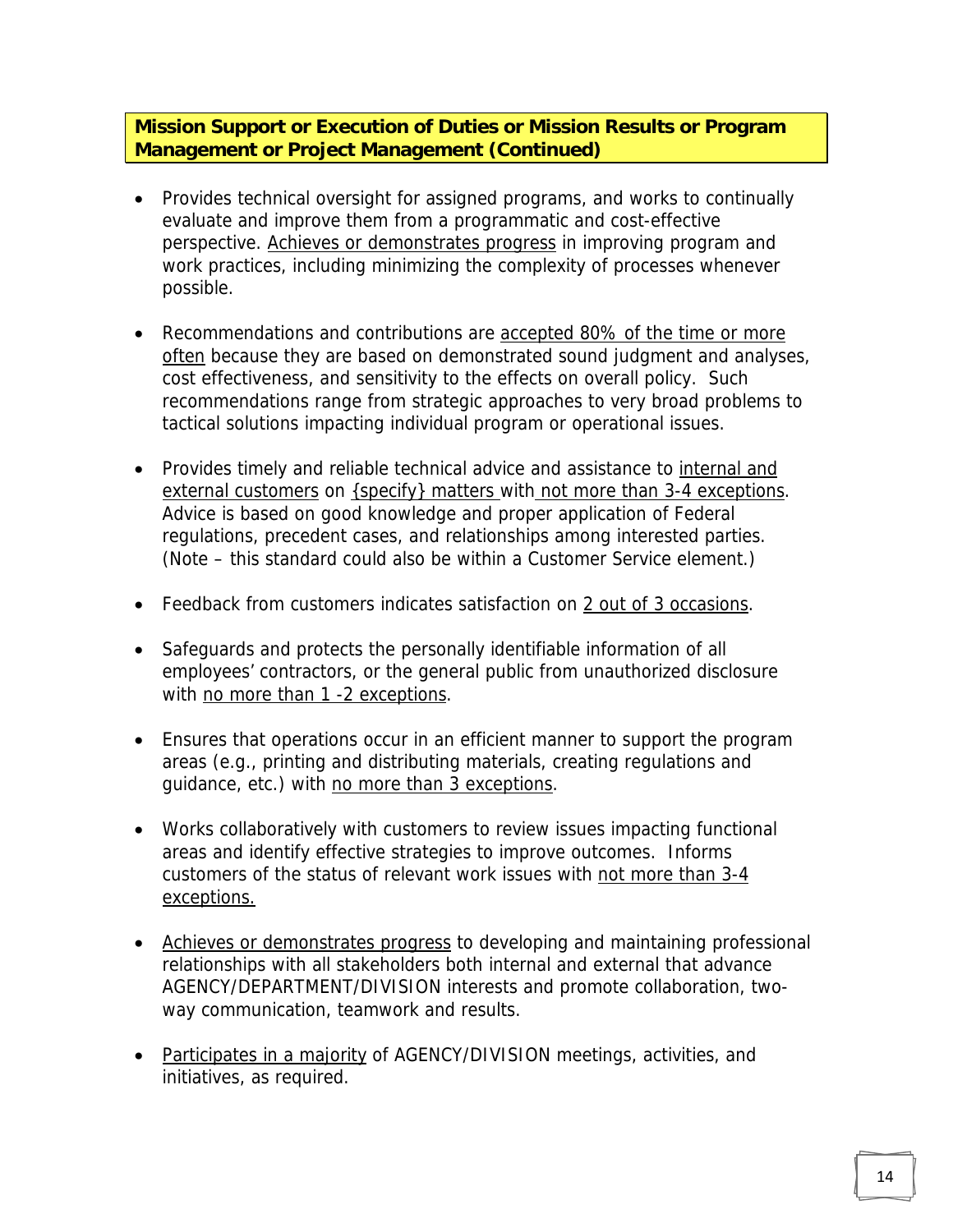**Mission Support or Execution of Duties or Mission Results or Program Management or Project Management (Continued)**

- Provides technical oversight for assigned programs, and works to continually evaluate and improve them from a programmatic and cost-effective perspective. <u>Achieves or demonstrates progress</u> in improving program and work practices, including minimizing the complexity of processes whenever possible.

- Recommendations and contributions are <u>accepted 80% of the time or more often</u> because they are based on demonstrated sound judgment and analyses, cost effectiveness, and sensitivity to the effects on overall policy. Such recommendations range from strategic approaches to very broad problems to tactical solutions impacting individual program or operational issues.

- Provides timely and reliable technical advice and assistance to <u>internal and external customers</u> on <u>{specify} matters</u> with <u>not more than 3-4 exceptions</u>. Advice is based on good knowledge and proper application of Federal regulations, precedent cases, and relationships among interested parties. (Note – this standard could also be within a Customer Service element.)

- Feedback from customers indicates satisfaction on <u>2 out of 3 occasions</u>.

- Safeguards and protects the personally identifiable information of all employees' contractors, or the general public from unauthorized disclosure with <u>no more than 1 -2 exceptions</u>.

- Ensures that operations occur in an efficient manner to support the program areas (e.g., printing and distributing materials, creating regulations and guidance, etc.) with <u>no more than 3 exceptions</u>.

- Works collaboratively with customers to review issues impacting functional areas and identify effective strategies to improve outcomes. Informs customers of the status of relevant work issues with <u>not more than 3-4 exceptions.</u>

- <u>Achieves or demonstrates progress</u> to developing and maintaining professional relationships with all stakeholders both internal and external that advance AGENCY/DEPARTMENT/DIVISION interests and promote collaboration, two-way communication, teamwork and results.

- <u>Participates in a majority</u> of AGENCY/DIVISION meetings, activities, and initiatives, as required.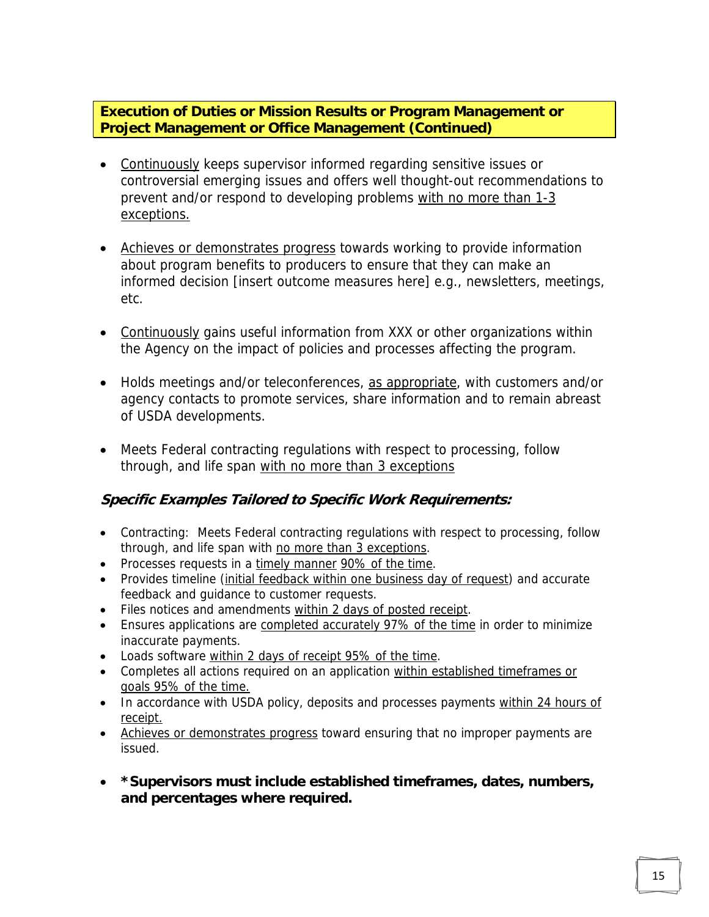## Execution of Duties or Mission Results or Program Management or Project Management or Office Management (Continued)

- Continuously keeps supervisor informed regarding sensitive issues or controversial emerging issues and offers well thought-out recommendations to prevent and/or respond to developing problems with no more than 1-3 exceptions.

- Achieves or demonstrates progress towards working to provide information about program benefits to producers to ensure that they can make an informed decision [insert outcome measures here] e.g., newsletters, meetings, etc.

- Continuously gains useful information from XXX or other organizations within the Agency on the impact of policies and processes affecting the program.

- Holds meetings and/or teleconferences, as appropriate, with customers and/or agency contacts to promote services, share information and to remain abreast of USDA developments.

- Meets Federal contracting regulations with respect to processing, follow through, and life span with no more than 3 exceptions

### *Specific Examples Tailored to Specific Work Requirements:*

- Contracting: Meets Federal contracting regulations with respect to processing, follow through, and life span with no more than 3 exceptions.
- Processes requests in a timely manner 90% of the time.
- Provides timeline (initial feedback within one business day of request) and accurate feedback and guidance to customer requests.
- Files notices and amendments within 2 days of posted receipt.
- Ensures applications are completed accurately 97% of the time in order to minimize inaccurate payments.
- Loads software within 2 days of receipt 95% of the time.
- Completes all actions required on an application within established timeframes or goals 95% of the time.
- In accordance with USDA policy, deposits and processes payments within 24 hours of receipt.
- Achieves or demonstrates progress toward ensuring that no improper payments are issued.

- ***Supervisors must include established timeframes, dates, numbers, and percentages where required.**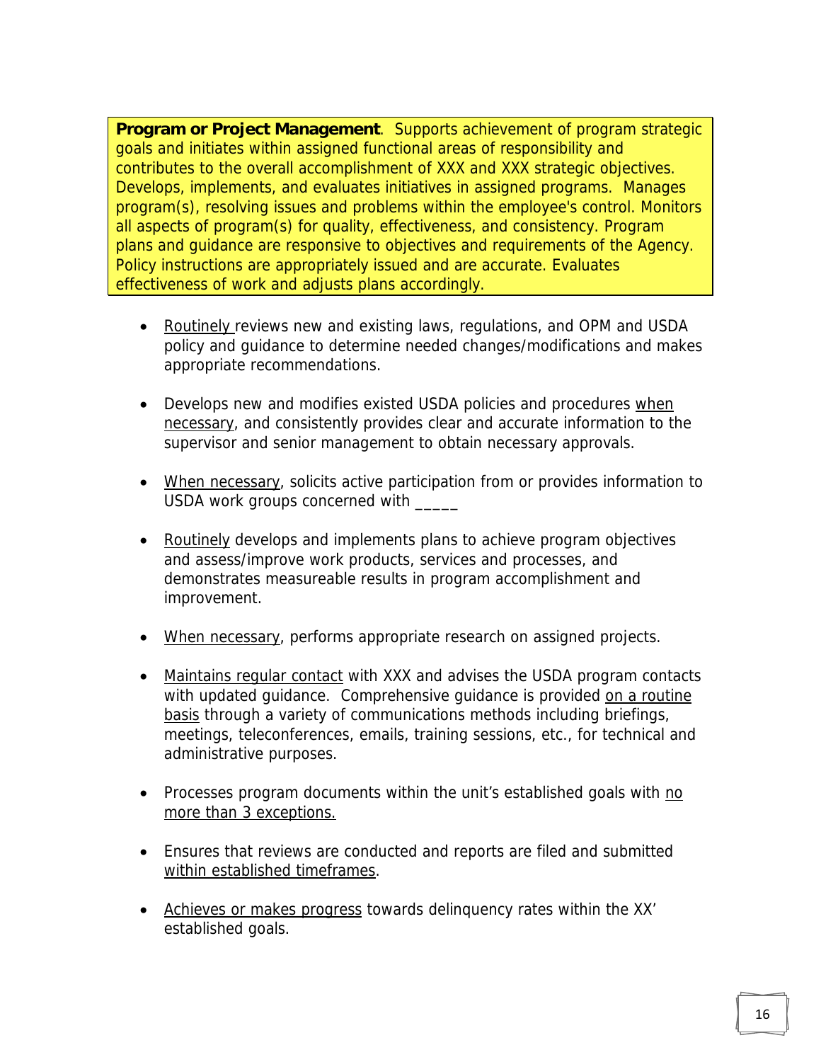**Program or Project Management**. Supports achievement of program strategic goals and initiates within assigned functional areas of responsibility and contributes to the overall accomplishment of XXX and XXX strategic objectives. Develops, implements, and evaluates initiatives in assigned programs. Manages program(s), resolving issues and problems within the employee's control. Monitors all aspects of program(s) for quality, effectiveness, and consistency. Program plans and guidance are responsive to objectives and requirements of the Agency. Policy instructions are appropriately issued and are accurate. Evaluates effectiveness of work and adjusts plans accordingly.

- <u>Routinely</u> reviews new and existing laws, regulations, and OPM and USDA policy and guidance to determine needed changes/modifications and makes appropriate recommendations.
- Develops new and modifies existed USDA policies and procedures <u>when necessary</u>, and consistently provides clear and accurate information to the supervisor and senior management to obtain necessary approvals.
- <u>When necessary</u>, solicits active participation from or provides information to USDA work groups concerned with _____
- <u>Routinely</u> develops and implements plans to achieve program objectives and assess/improve work products, services and processes, and demonstrates measureable results in program accomplishment and improvement.
- <u>When necessary</u>, performs appropriate research on assigned projects.
- <u>Maintains regular contact</u> with XXX and advises the USDA program contacts with updated guidance. Comprehensive guidance is provided <u>on a routine basis</u> through a variety of communications methods including briefings, meetings, teleconferences, emails, training sessions, etc., for technical and administrative purposes.
- Processes program documents within the unit's established goals with <u>no more than 3 exceptions.</u>
- Ensures that reviews are conducted and reports are filed and submitted <u>within established timeframes</u>.
- <u>Achieves or makes progress</u> towards delinquency rates within the XX' established goals.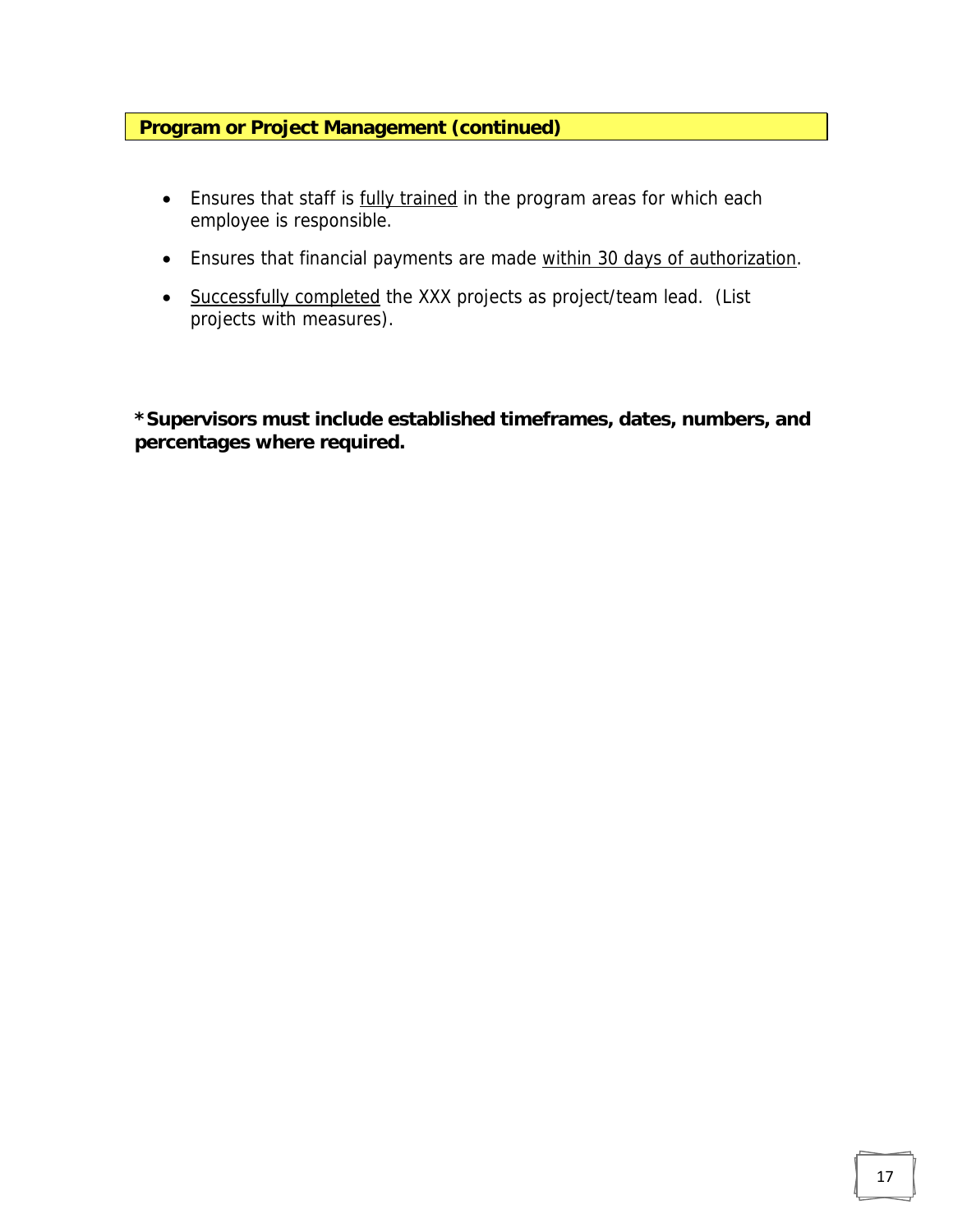**Program or Project Management (continued)**

- Ensures that staff is <u>fully trained</u> in the program areas for which each employee is responsible.
- Ensures that financial payments are made <u>within 30 days of authorization</u>.
- <u>Successfully completed</u> the XXX projects as project/team lead. (List projects with measures).

**\*Supervisors must include established timeframes, dates, numbers, and percentages where required.**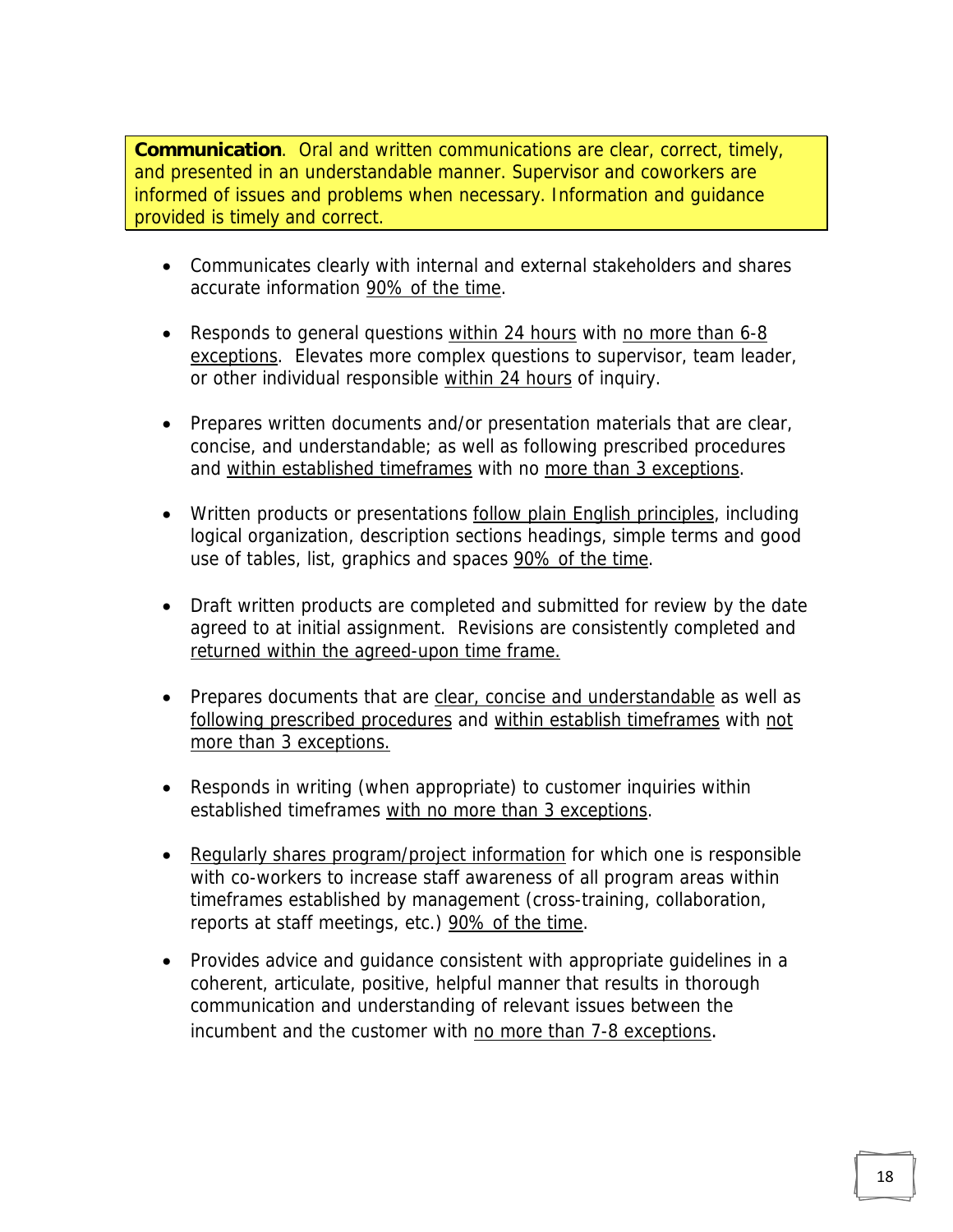**Communication**. Oral and written communications are clear, correct, timely, and presented in an understandable manner. Supervisor and coworkers are informed of issues and problems when necessary. Information and guidance provided is timely and correct.

- Communicates clearly with internal and external stakeholders and shares accurate information 90% of the time.
- Responds to general questions within 24 hours with no more than 6-8 exceptions. Elevates more complex questions to supervisor, team leader, or other individual responsible within 24 hours of inquiry.
- Prepares written documents and/or presentation materials that are clear, concise, and understandable; as well as following prescribed procedures and within established timeframes with no more than 3 exceptions.
- Written products or presentations follow plain English principles, including logical organization, description sections headings, simple terms and good use of tables, list, graphics and spaces 90% of the time.
- Draft written products are completed and submitted for review by the date agreed to at initial assignment. Revisions are consistently completed and returned within the agreed-upon time frame.
- Prepares documents that are clear, concise and understandable as well as following prescribed procedures and within establish timeframes with not more than 3 exceptions.
- Responds in writing (when appropriate) to customer inquiries within established timeframes with no more than 3 exceptions.
- Regularly shares program/project information for which one is responsible with co-workers to increase staff awareness of all program areas within timeframes established by management (cross-training, collaboration, reports at staff meetings, etc.) 90% of the time.
- Provides advice and guidance consistent with appropriate guidelines in a coherent, articulate, positive, helpful manner that results in thorough communication and understanding of relevant issues between the incumbent and the customer with no more than 7-8 exceptions.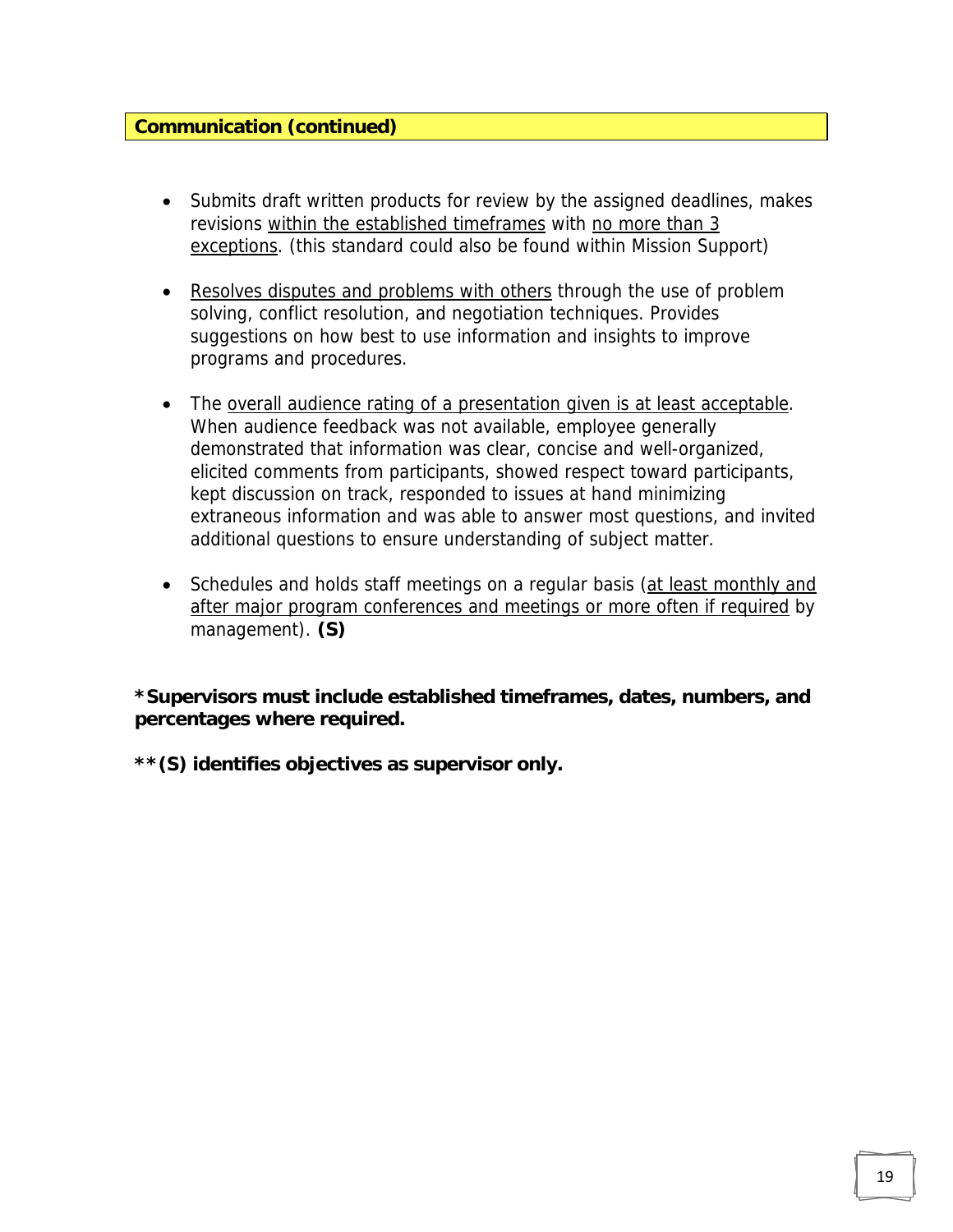## Communication (continued)

- Submits draft written products for review by the assigned deadlines, makes revisions within the established timeframes with no more than 3 exceptions. (this standard could also be found within Mission Support)

- Resolves disputes and problems with others through the use of problem solving, conflict resolution, and negotiation techniques. Provides suggestions on how best to use information and insights to improve programs and procedures.

- The overall audience rating of a presentation given is at least acceptable. When audience feedback was not available, employee generally demonstrated that information was clear, concise and well-organized, elicited comments from participants, showed respect toward participants, kept discussion on track, responded to issues at hand minimizing extraneous information and was able to answer most questions, and invited additional questions to ensure understanding of subject matter.

- Schedules and holds staff meetings on a regular basis (at least monthly and after major program conferences and meetings or more often if required by management). **(S)**

**\*Supervisors must include established timeframes, dates, numbers, and percentages where required.**

**\*\*(S) identifies objectives as supervisor only.**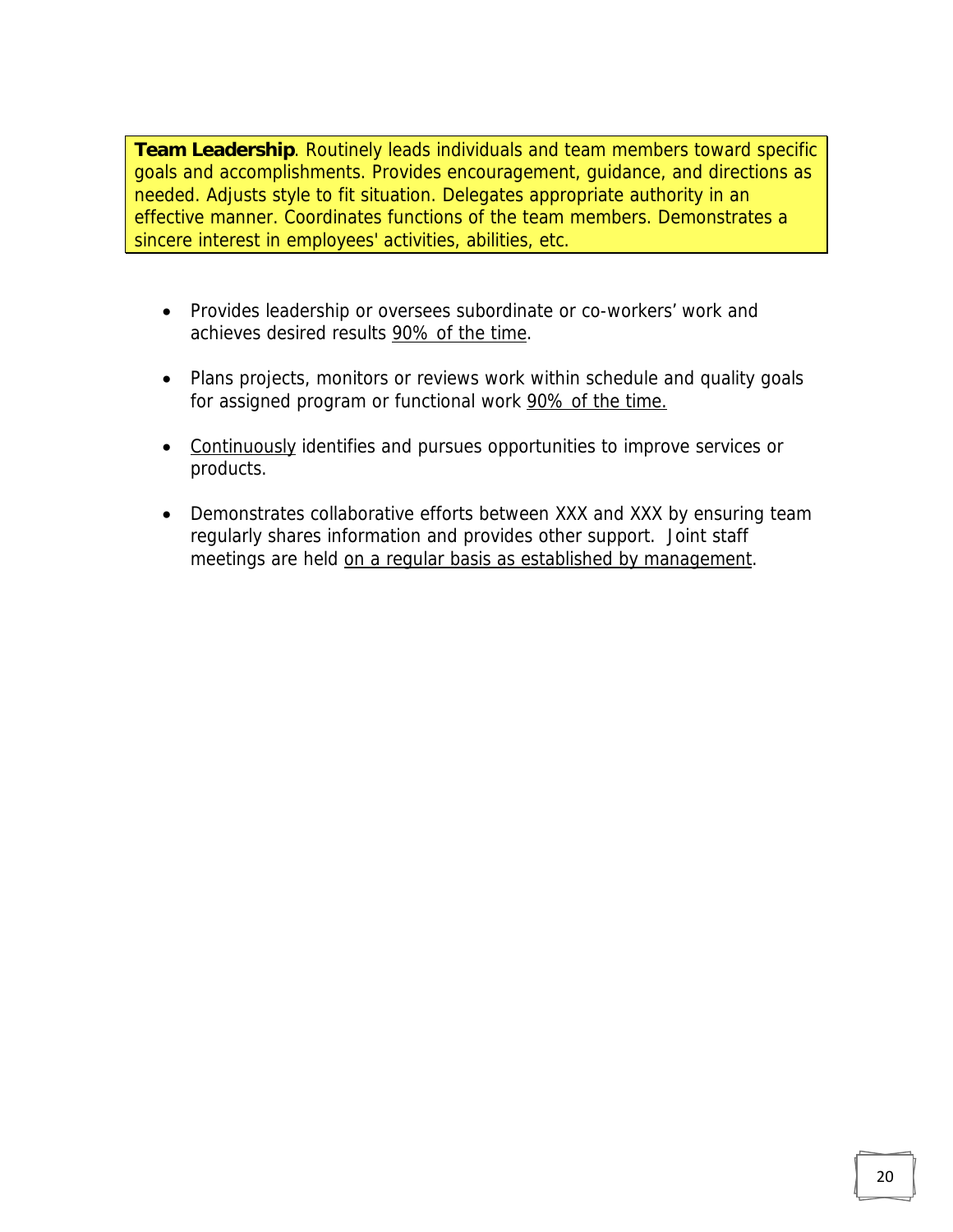**Team Leadership**. Routinely leads individuals and team members toward specific goals and accomplishments. Provides encouragement, guidance, and directions as needed. Adjusts style to fit situation. Delegates appropriate authority in an effective manner. Coordinates functions of the team members. Demonstrates a sincere interest in employees' activities, abilities, etc.

- Provides leadership or oversees subordinate or co-workers' work and achieves desired results <u>90% of the time</u>.
- Plans projects, monitors or reviews work within schedule and quality goals for assigned program or functional work <u>90% of the time.</u>
- <u>Continuously</u> identifies and pursues opportunities to improve services or products.
- Demonstrates collaborative efforts between XXX and XXX by ensuring team regularly shares information and provides other support. Joint staff meetings are held <u>on a regular basis as established by management</u>.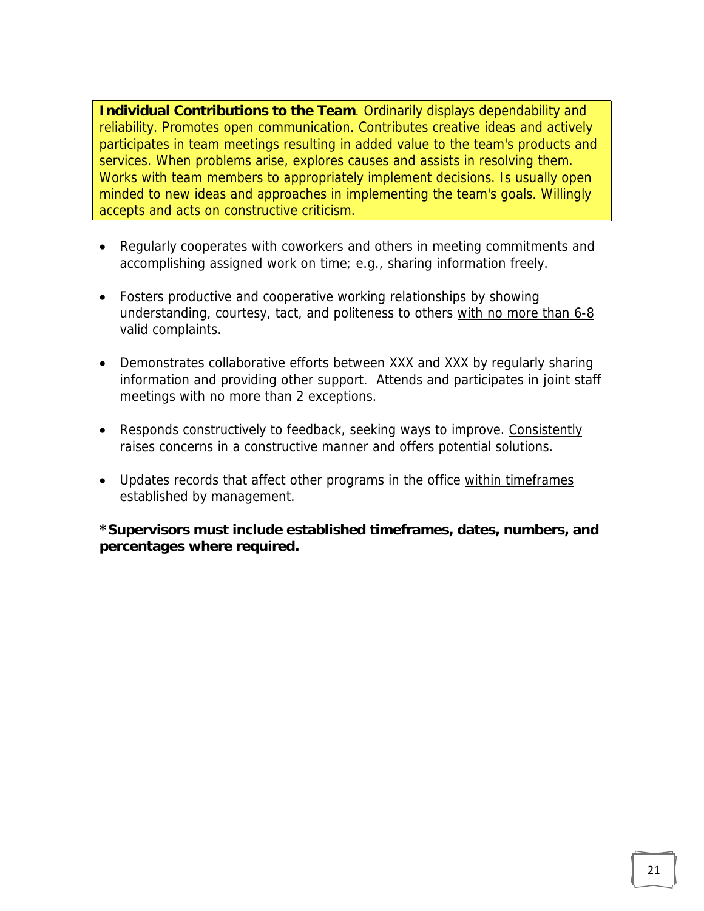**Individual Contributions to the Team**. Ordinarily displays dependability and reliability. Promotes open communication. Contributes creative ideas and actively participates in team meetings resulting in added value to the team's products and services. When problems arise, explores causes and assists in resolving them. Works with team members to appropriately implement decisions. Is usually open minded to new ideas and approaches in implementing the team's goals. Willingly accepts and acts on constructive criticism.

- Regularly cooperates with coworkers and others in meeting commitments and accomplishing assigned work on time; e.g., sharing information freely.

- Fosters productive and cooperative working relationships by showing understanding, courtesy, tact, and politeness to others with no more than 6-8 valid complaints.

- Demonstrates collaborative efforts between XXX and XXX by regularly sharing information and providing other support. Attends and participates in joint staff meetings with no more than 2 exceptions.

- Responds constructively to feedback, seeking ways to improve. Consistently raises concerns in a constructive manner and offers potential solutions.

- Updates records that affect other programs in the office within timeframes established by management.

**\*Supervisors must include established timeframes, dates, numbers, and percentages where required.**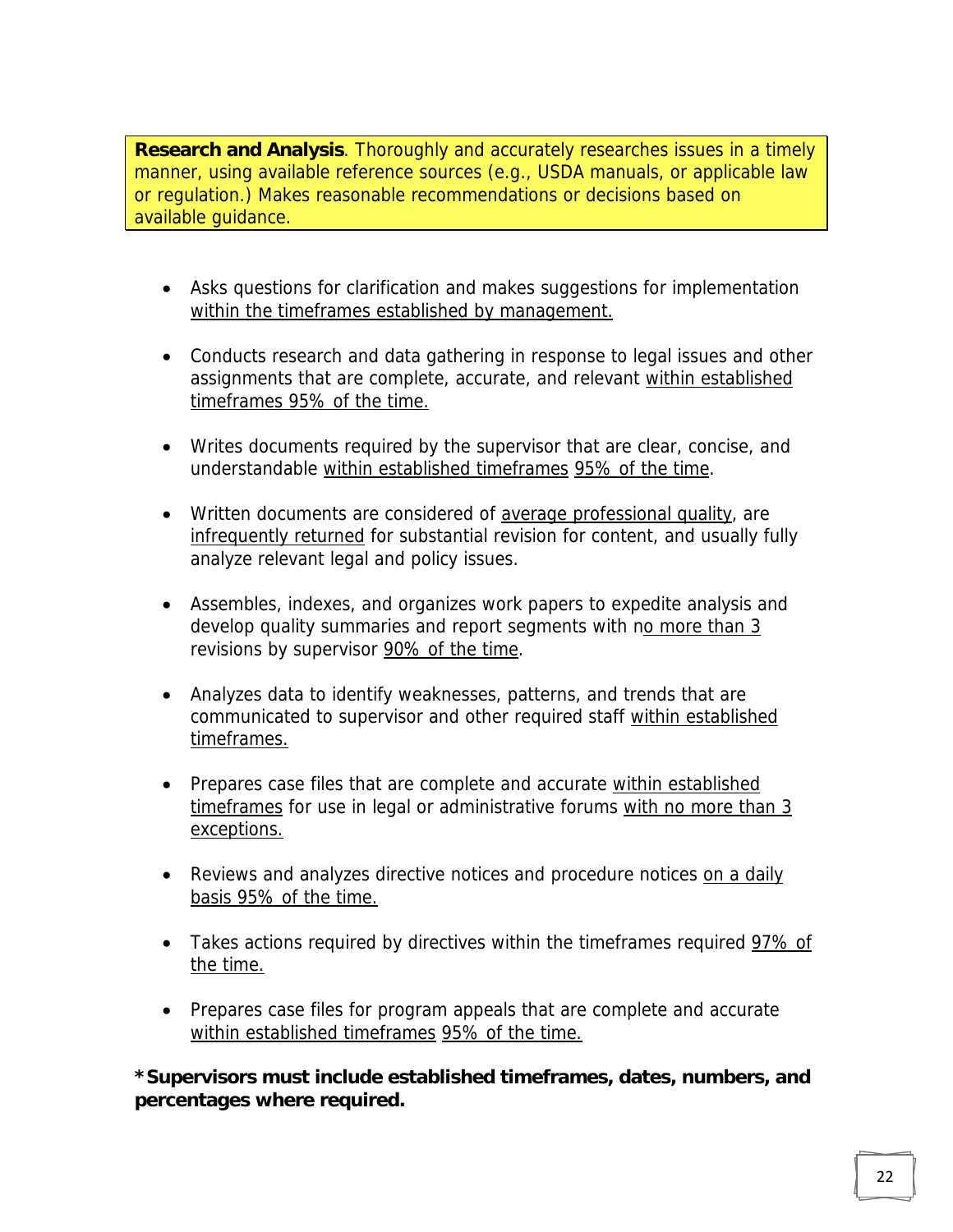**Research and Analysis**. Thoroughly and accurately researches issues in a timely manner, using available reference sources (e.g., USDA manuals, or applicable law or regulation.) Makes reasonable recommendations or decisions based on available guidance.

- Asks questions for clarification and makes suggestions for implementation within the timeframes established by management.
- Conducts research and data gathering in response to legal issues and other assignments that are complete, accurate, and relevant within established timeframes 95% of the time.
- Writes documents required by the supervisor that are clear, concise, and understandable within established timeframes 95% of the time.
- Written documents are considered of average professional quality, are infrequently returned for substantial revision for content, and usually fully analyze relevant legal and policy issues.
- Assembles, indexes, and organizes work papers to expedite analysis and develop quality summaries and report segments with no more than 3 revisions by supervisor 90% of the time.
- Analyzes data to identify weaknesses, patterns, and trends that are communicated to supervisor and other required staff within established timeframes.
- Prepares case files that are complete and accurate within established timeframes for use in legal or administrative forums with no more than 3 exceptions.
- Reviews and analyzes directive notices and procedure notices on a daily basis 95% of the time.
- Takes actions required by directives within the timeframes required 97% of the time.
- Prepares case files for program appeals that are complete and accurate within established timeframes 95% of the time.

**\*Supervisors must include established timeframes, dates, numbers, and percentages where required.**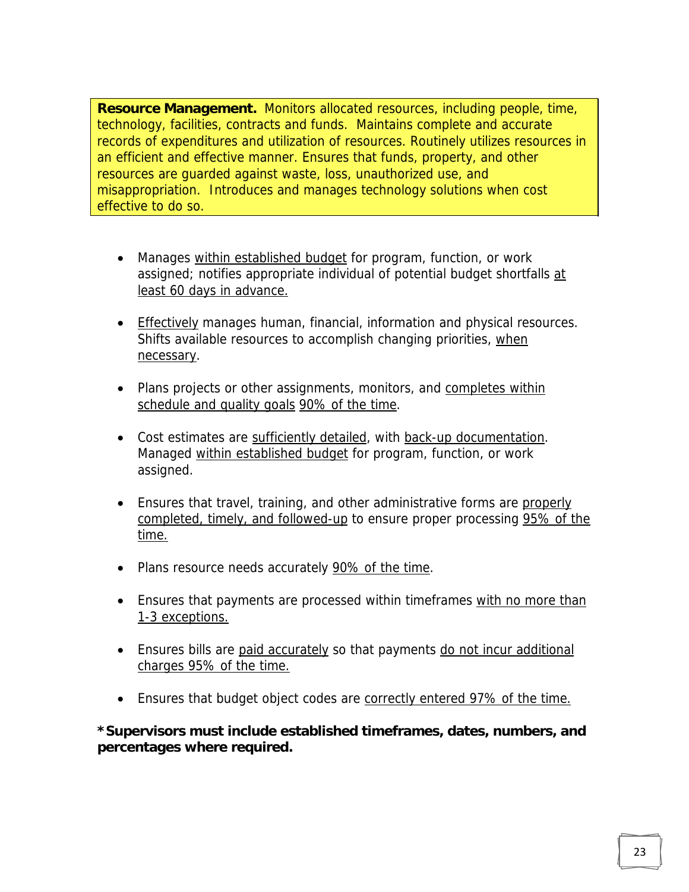**Resource Management.** Monitors allocated resources, including people, time, technology, facilities, contracts and funds. Maintains complete and accurate records of expenditures and utilization of resources. Routinely utilizes resources in an efficient and effective manner. Ensures that funds, property, and other resources are guarded against waste, loss, unauthorized use, and misappropriation. Introduces and manages technology solutions when cost effective to do so.

- Manages within established budget for program, function, or work assigned; notifies appropriate individual of potential budget shortfalls at least 60 days in advance.

- Effectively manages human, financial, information and physical resources. Shifts available resources to accomplish changing priorities, when necessary.

- Plans projects or other assignments, monitors, and completes within schedule and quality goals 90% of the time.

- Cost estimates are sufficiently detailed, with back-up documentation. Managed within established budget for program, function, or work assigned.

- Ensures that travel, training, and other administrative forms are properly completed, timely, and followed-up to ensure proper processing 95% of the time.

- Plans resource needs accurately 90% of the time.

- Ensures that payments are processed within timeframes with no more than 1-3 exceptions.

- Ensures bills are paid accurately so that payments do not incur additional charges 95% of the time.

- Ensures that budget object codes are correctly entered 97% of the time.

**\*Supervisors must include established timeframes, dates, numbers, and percentages where required.**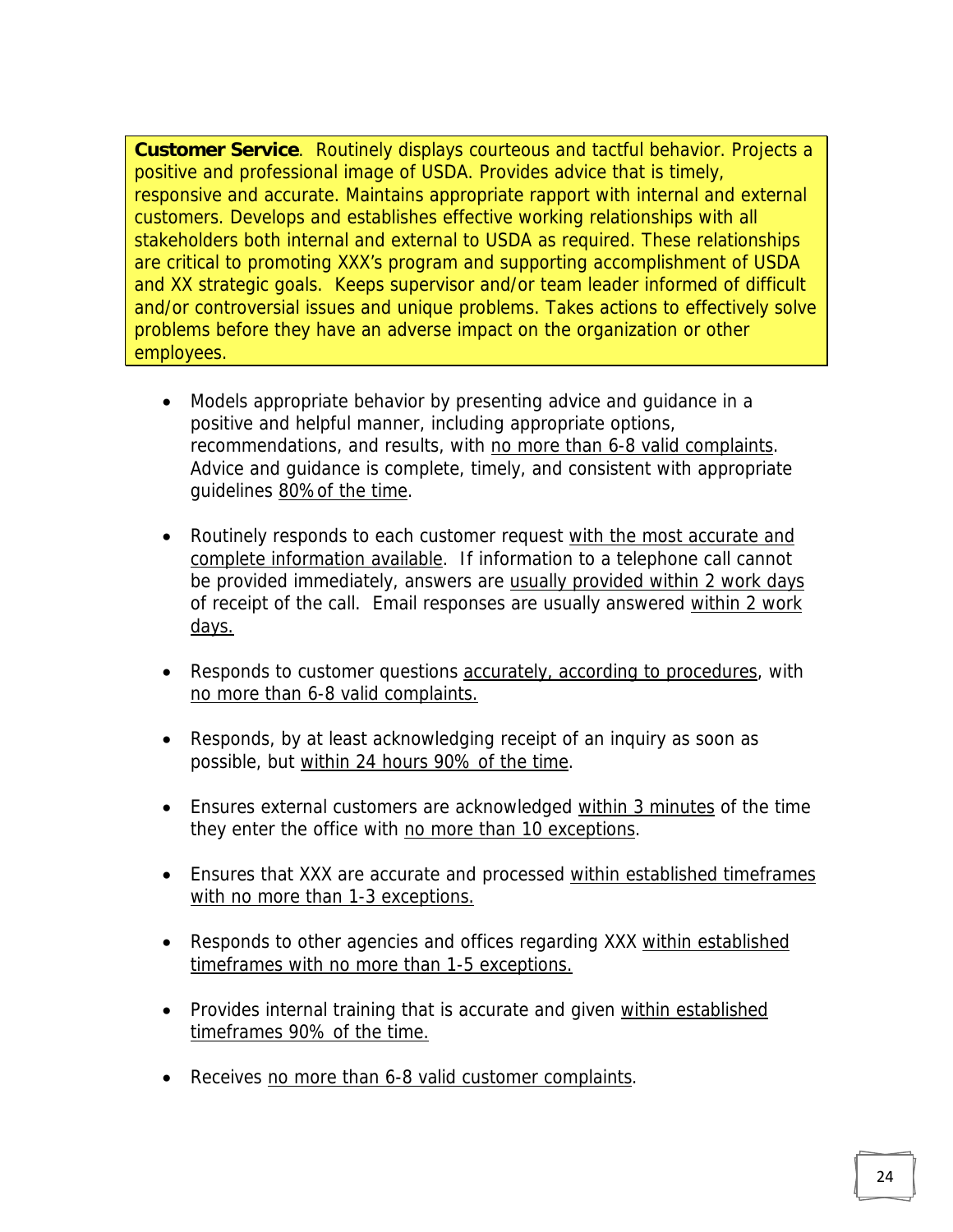**Customer Service**. Routinely displays courteous and tactful behavior. Projects a positive and professional image of USDA. Provides advice that is timely, responsive and accurate. Maintains appropriate rapport with internal and external customers. Develops and establishes effective working relationships with all stakeholders both internal and external to USDA as required. These relationships are critical to promoting XXX's program and supporting accomplishment of USDA and XX strategic goals. Keeps supervisor and/or team leader informed of difficult and/or controversial issues and unique problems. Takes actions to effectively solve problems before they have an adverse impact on the organization or other employees.

- Models appropriate behavior by presenting advice and guidance in a positive and helpful manner, including appropriate options, recommendations, and results, with <u>no more than 6-8 valid complaints</u>. Advice and guidance is complete, timely, and consistent with appropriate guidelines <u>80% of the time</u>.

- Routinely responds to each customer request <u>with the most accurate and complete information available</u>. If information to a telephone call cannot be provided immediately, answers are <u>usually provided within 2 work days</u> of receipt of the call. Email responses are usually answered <u>within 2 work days.</u>

- Responds to customer questions <u>accurately, according to procedures</u>, with <u>no more than 6-8 valid complaints.</u>

- Responds, by at least acknowledging receipt of an inquiry as soon as possible, but <u>within 24 hours 90% of the time</u>.

- Ensures external customers are acknowledged <u>within 3 minutes</u> of the time they enter the office with <u>no more than 10 exceptions</u>.

- Ensures that XXX are accurate and processed <u>within established timeframes with no more than 1-3 exceptions.</u>

- Responds to other agencies and offices regarding XXX <u>within established timeframes with no more than 1-5 exceptions.</u>

- Provides internal training that is accurate and given <u>within established timeframes 90% of the time.</u>

- Receives <u>no more than 6-8 valid customer complaints</u>.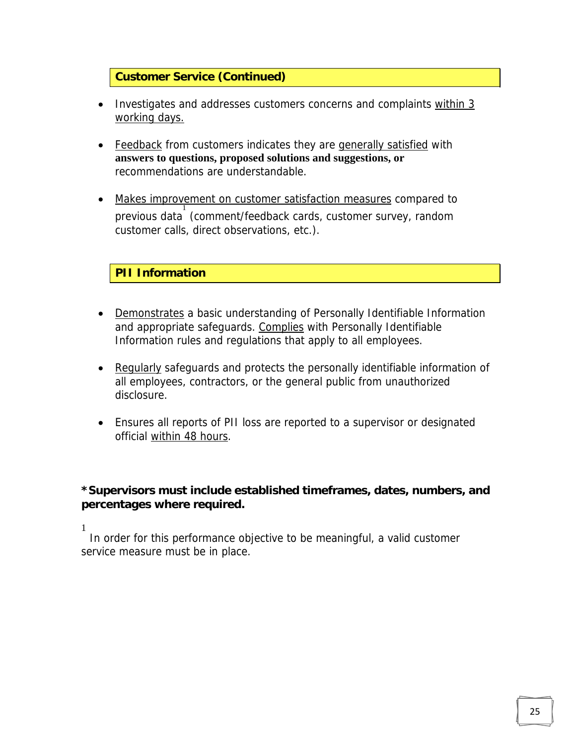**Customer Service (Continued)**

- Investigates and addresses customers concerns and complaints <u>within 3 working days.</u>

- <u>Feedback</u> from customers indicates they are <u>generally satisfied</u> with **answers to questions, proposed solutions and suggestions, or** recommendations are understandable.

- <u>Makes improvement on customer satisfaction measures</u> compared to previous data[1] (comment/feedback cards, customer survey, random customer calls, direct observations, etc.).

**PII Information**

- <u>Demonstrates</u> a basic understanding of Personally Identifiable Information and appropriate safeguards. <u>Complies</u> with Personally Identifiable Information rules and regulations that apply to all employees.

- <u>Regularly</u> safeguards and protects the personally identifiable information of all employees, contractors, or the general public from unauthorized disclosure.

- Ensures all reports of PII loss are reported to a supervisor or designated official <u>within 48 hours</u>.

**\*Supervisors must include established timeframes, dates, numbers, and percentages where required.**

[1] In order for this performance objective to be meaningful, a valid customer service measure must be in place.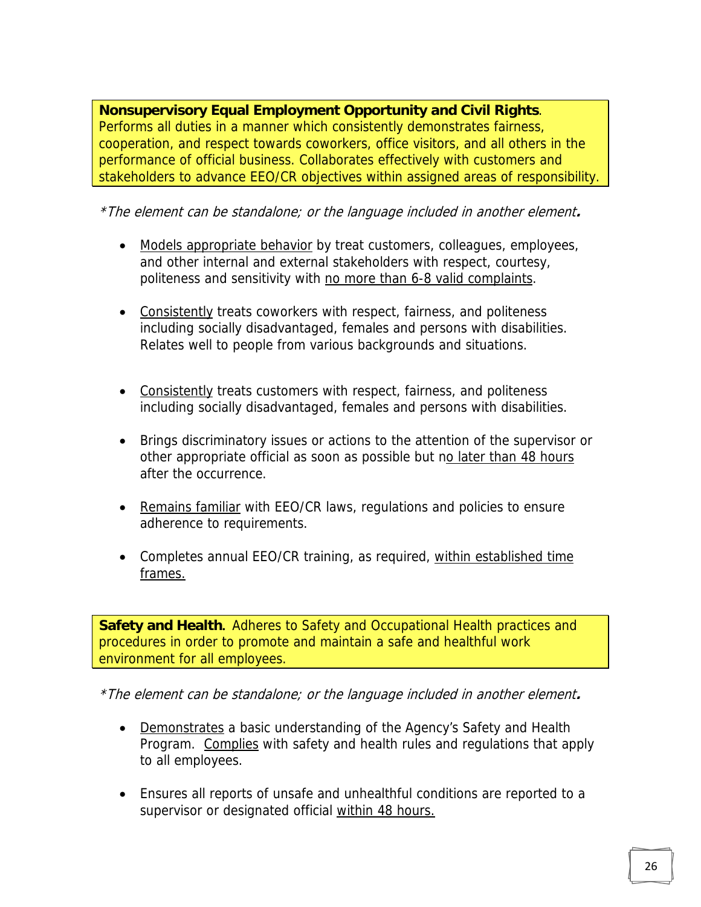**Nonsupervisory Equal Employment Opportunity and Civil Rights**. Performs all duties in a manner which consistently demonstrates fairness, cooperation, and respect towards coworkers, office visitors, and all others in the performance of official business. Collaborates effectively with customers and stakeholders to advance EEO/CR objectives within assigned areas of responsibility.

*\*The element can be standalone; or the language included in another element.*

- <u>Models appropriate behavior</u> by treat customers, colleagues, employees, and other internal and external stakeholders with respect, courtesy, politeness and sensitivity with <u>no more than 6-8 valid complaints</u>.

- <u>Consistently</u> treats coworkers with respect, fairness, and politeness including socially disadvantaged, females and persons with disabilities. Relates well to people from various backgrounds and situations.

- <u>Consistently</u> treats customers with respect, fairness, and politeness including socially disadvantaged, females and persons with disabilities.

- Brings discriminatory issues or actions to the attention of the supervisor or other appropriate official as soon as possible but n<u>o later than 48 hours</u> after the occurrence.

- <u>Remains familiar</u> with EEO/CR laws, regulations and policies to ensure adherence to requirements.

- Completes annual EEO/CR training, as required, <u>within established time frames.</u>

**Safety and Health.** Adheres to Safety and Occupational Health practices and procedures in order to promote and maintain a safe and healthful work environment for all employees.

*\*The element can be standalone; or the language included in another element.*

- <u>Demonstrates</u> a basic understanding of the Agency's Safety and Health Program. <u>Complies</u> with safety and health rules and regulations that apply to all employees.

- Ensures all reports of unsafe and unhealthful conditions are reported to a supervisor or designated official <u>within 48 hours.</u>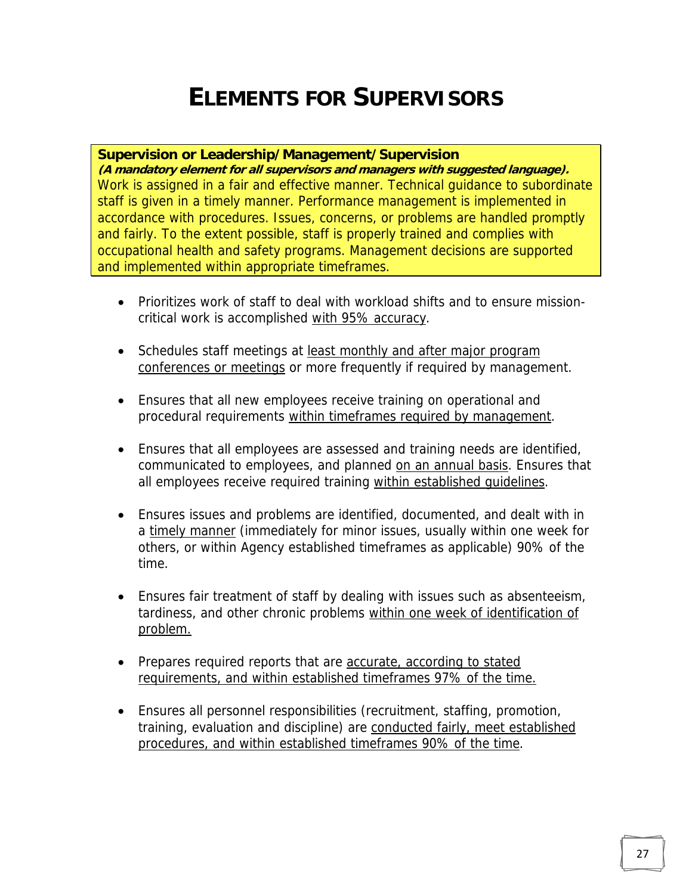# ELEMENTS FOR SUPERVISORS

**Supervision or Leadership/Management/Supervision**
***(A mandatory element for all supervisors and managers with suggested language).***
Work is assigned in a fair and effective manner. Technical guidance to subordinate staff is given in a timely manner. Performance management is implemented in accordance with procedures. Issues, concerns, or problems are handled promptly and fairly. To the extent possible, staff is properly trained and complies with occupational health and safety programs. Management decisions are supported and implemented within appropriate timeframes.

- Prioritizes work of staff to deal with workload shifts and to ensure mission-critical work is accomplished <u>with 95% accuracy</u>.

- Schedules staff meetings at <u>least monthly and after major program conferences or meetings</u> or more frequently if required by management.

- Ensures that all new employees receive training on operational and procedural requirements <u>within timeframes required by management</u>.

- Ensures that all employees are assessed and training needs are identified, communicated to employees, and planned <u>on an annual basis</u>. Ensures that all employees receive required training <u>within established guidelines</u>.

- Ensures issues and problems are identified, documented, and dealt with in a <u>timely manner</u> (immediately for minor issues, usually within one week for others, or within Agency established timeframes as applicable) 90% of the time.

- Ensures fair treatment of staff by dealing with issues such as absenteeism, tardiness, and other chronic problems <u>within one week of identification of problem.</u>

- Prepares required reports that are <u>accurate, according to stated requirements, and within established timeframes 97% of the time.</u>

- Ensures all personnel responsibilities (recruitment, staffing, promotion, training, evaluation and discipline) are <u>conducted fairly, meet established procedures, and within established timeframes 90% of the time</u>.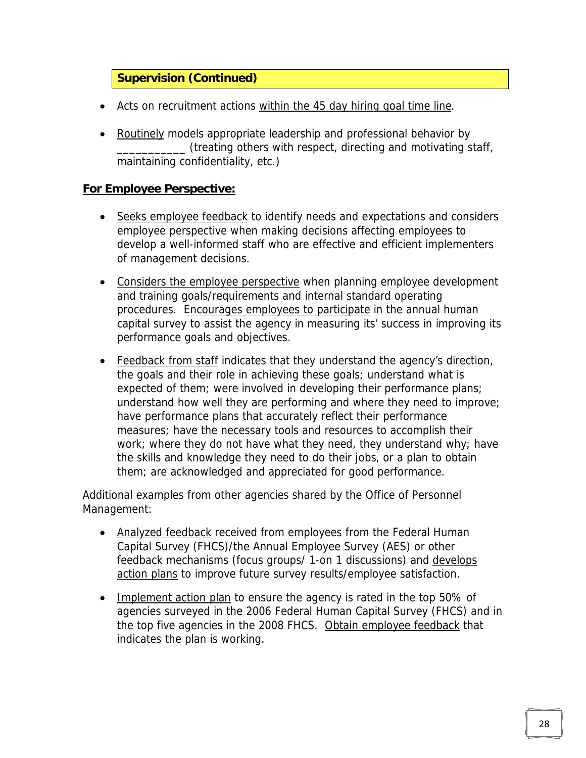**Supervision (Continued)**

- Acts on recruitment actions <u>within the 45 day hiring goal time line</u>.

- <u>Routinely</u> models appropriate leadership and professional behavior by ___________ (treating others with respect, directing and motivating staff, maintaining confidentiality, etc.)

**<u>For Employee Perspective:</u>**

- <u>Seeks employee feedback</u> to identify needs and expectations and considers employee perspective when making decisions affecting employees to develop a well-informed staff who are effective and efficient implementers of management decisions.

- <u>Considers the employee perspective</u> when planning employee development and training goals/requirements and internal standard operating procedures. <u>Encourages employees to participate</u> in the annual human capital survey to assist the agency in measuring its' success in improving its performance goals and objectives.

- <u>Feedback from staff</u> indicates that they understand the agency's direction, the goals and their role in achieving these goals; understand what is expected of them; were involved in developing their performance plans; understand how well they are performing and where they need to improve; have performance plans that accurately reflect their performance measures; have the necessary tools and resources to accomplish their work; where they do not have what they need, they understand why; have the skills and knowledge they need to do their jobs, or a plan to obtain them; are acknowledged and appreciated for good performance.

Additional examples from other agencies shared by the Office of Personnel Management:

- <u>Analyzed feedback</u> received from employees from the Federal Human Capital Survey (FHCS)/the Annual Employee Survey (AES) or other feedback mechanisms (focus groups/ 1-on 1 discussions) and <u>develops action plans</u> to improve future survey results/employee satisfaction.

- <u>Implement action plan</u> to ensure the agency is rated in the top 50% of agencies surveyed in the 2006 Federal Human Capital Survey (FHCS) and in the top five agencies in the 2008 FHCS. <u>Obtain employee feedback</u> that indicates the plan is working.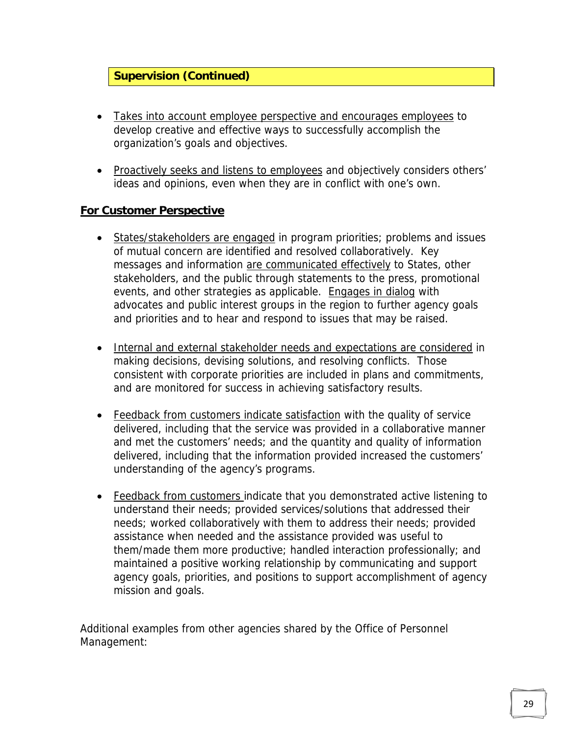**Supervision (Continued)**

- Takes into account employee perspective and encourages employees to develop creative and effective ways to successfully accomplish the organization's goals and objectives.

- Proactively seeks and listens to employees and objectively considers others' ideas and opinions, even when they are in conflict with one's own.

**For Customer Perspective**

- States/stakeholders are engaged in program priorities; problems and issues of mutual concern are identified and resolved collaboratively. Key messages and information are communicated effectively to States, other stakeholders, and the public through statements to the press, promotional events, and other strategies as applicable. Engages in dialog with advocates and public interest groups in the region to further agency goals and priorities and to hear and respond to issues that may be raised.

- Internal and external stakeholder needs and expectations are considered in making decisions, devising solutions, and resolving conflicts. Those consistent with corporate priorities are included in plans and commitments, and are monitored for success in achieving satisfactory results.

- Feedback from customers indicate satisfaction with the quality of service delivered, including that the service was provided in a collaborative manner and met the customers' needs; and the quantity and quality of information delivered, including that the information provided increased the customers' understanding of the agency's programs.

- Feedback from customers indicate that you demonstrated active listening to understand their needs; provided services/solutions that addressed their needs; worked collaboratively with them to address their needs; provided assistance when needed and the assistance provided was useful to them/made them more productive; handled interaction professionally; and maintained a positive working relationship by communicating and support agency goals, priorities, and positions to support accomplishment of agency mission and goals.

Additional examples from other agencies shared by the Office of Personnel Management: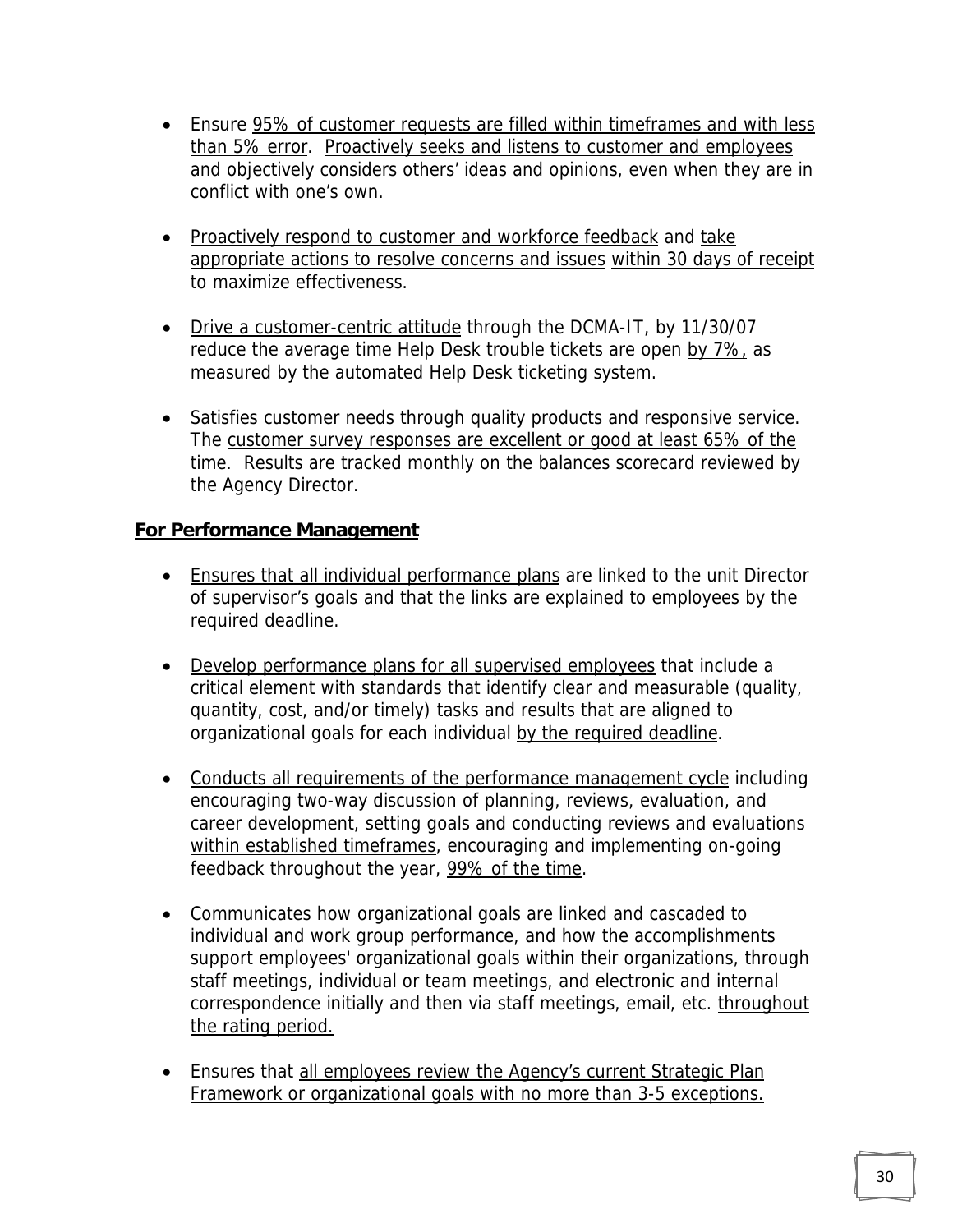- Ensure 95% of customer requests are filled within timeframes and with less than 5% error. Proactively seeks and listens to customer and employees and objectively considers others' ideas and opinions, even when they are in conflict with one's own.

- Proactively respond to customer and workforce feedback and take appropriate actions to resolve concerns and issues within 30 days of receipt to maximize effectiveness.

- Drive a customer-centric attitude through the DCMA-IT, by 11/30/07 reduce the average time Help Desk trouble tickets are open by 7%, as measured by the automated Help Desk ticketing system.

- Satisfies customer needs through quality products and responsive service. The customer survey responses are excellent or good at least 65% of the time. Results are tracked monthly on the balances scorecard reviewed by the Agency Director.

**For Performance Management**

- Ensures that all individual performance plans are linked to the unit Director of supervisor's goals and that the links are explained to employees by the required deadline.

- Develop performance plans for all supervised employees that include a critical element with standards that identify clear and measurable (quality, quantity, cost, and/or timely) tasks and results that are aligned to organizational goals for each individual by the required deadline.

- Conducts all requirements of the performance management cycle including encouraging two-way discussion of planning, reviews, evaluation, and career development, setting goals and conducting reviews and evaluations within established timeframes, encouraging and implementing on-going feedback throughout the year, 99% of the time.

- Communicates how organizational goals are linked and cascaded to individual and work group performance, and how the accomplishments support employees' organizational goals within their organizations, through staff meetings, individual or team meetings, and electronic and internal correspondence initially and then via staff meetings, email, etc. throughout the rating period.

- Ensures that all employees review the Agency's current Strategic Plan Framework or organizational goals with no more than 3-5 exceptions.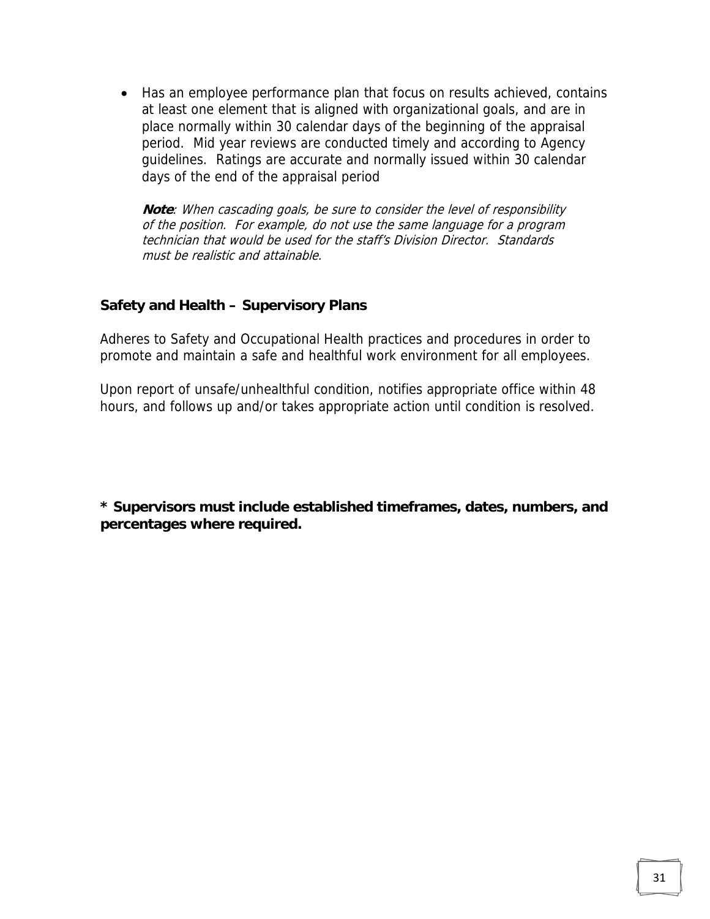- Has an employee performance plan that focus on results achieved, contains at least one element that is aligned with organizational goals, and are in place normally within 30 calendar days of the beginning of the appraisal period. Mid year reviews are conducted timely and according to Agency guidelines. Ratings are accurate and normally issued within 30 calendar days of the end of the appraisal period

  ***Note***: *When cascading goals, be sure to consider the level of responsibility of the position. For example, do not use the same language for a program technician that would be used for the staff's Division Director. Standards must be realistic and attainable.*

**Safety and Health – Supervisory Plans**

Adheres to Safety and Occupational Health practices and procedures in order to promote and maintain a safe and healthful work environment for all employees.

Upon report of unsafe/unhealthful condition, notifies appropriate office within 48 hours, and follows up and/or takes appropriate action until condition is resolved.

**\* Supervisors must include established timeframes, dates, numbers, and percentages where required.**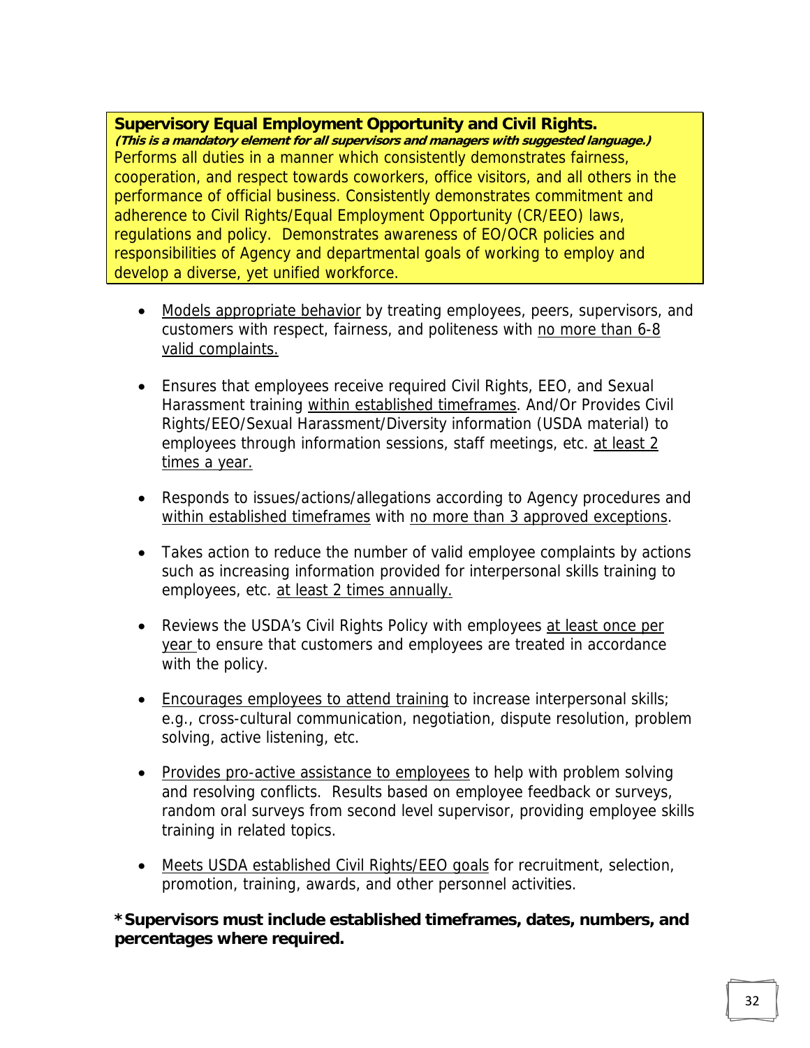**Supervisory Equal Employment Opportunity and Civil Rights.**
***(This is a mandatory element for all supervisors and managers with suggested language.)***
Performs all duties in a manner which consistently demonstrates fairness, cooperation, and respect towards coworkers, office visitors, and all others in the performance of official business. Consistently demonstrates commitment and adherence to Civil Rights/Equal Employment Opportunity (CR/EEO) laws, regulations and policy. Demonstrates awareness of EO/OCR policies and responsibilities of Agency and departmental goals of working to employ and develop a diverse, yet unified workforce.

- Models appropriate behavior by treating employees, peers, supervisors, and customers with respect, fairness, and politeness with no more than 6-8 valid complaints.

- Ensures that employees receive required Civil Rights, EEO, and Sexual Harassment training within established timeframes. And/Or Provides Civil Rights/EEO/Sexual Harassment/Diversity information (USDA material) to employees through information sessions, staff meetings, etc. at least 2 times a year.

- Responds to issues/actions/allegations according to Agency procedures and within established timeframes with no more than 3 approved exceptions.

- Takes action to reduce the number of valid employee complaints by actions such as increasing information provided for interpersonal skills training to employees, etc. at least 2 times annually.

- Reviews the USDA's Civil Rights Policy with employees at least once per year to ensure that customers and employees are treated in accordance with the policy.

- Encourages employees to attend training to increase interpersonal skills; e.g., cross-cultural communication, negotiation, dispute resolution, problem solving, active listening, etc.

- Provides pro-active assistance to employees to help with problem solving and resolving conflicts. Results based on employee feedback or surveys, random oral surveys from second level supervisor, providing employee skills training in related topics.

- Meets USDA established Civil Rights/EEO goals for recruitment, selection, promotion, training, awards, and other personnel activities.

**\*Supervisors must include established timeframes, dates, numbers, and percentages where required.**